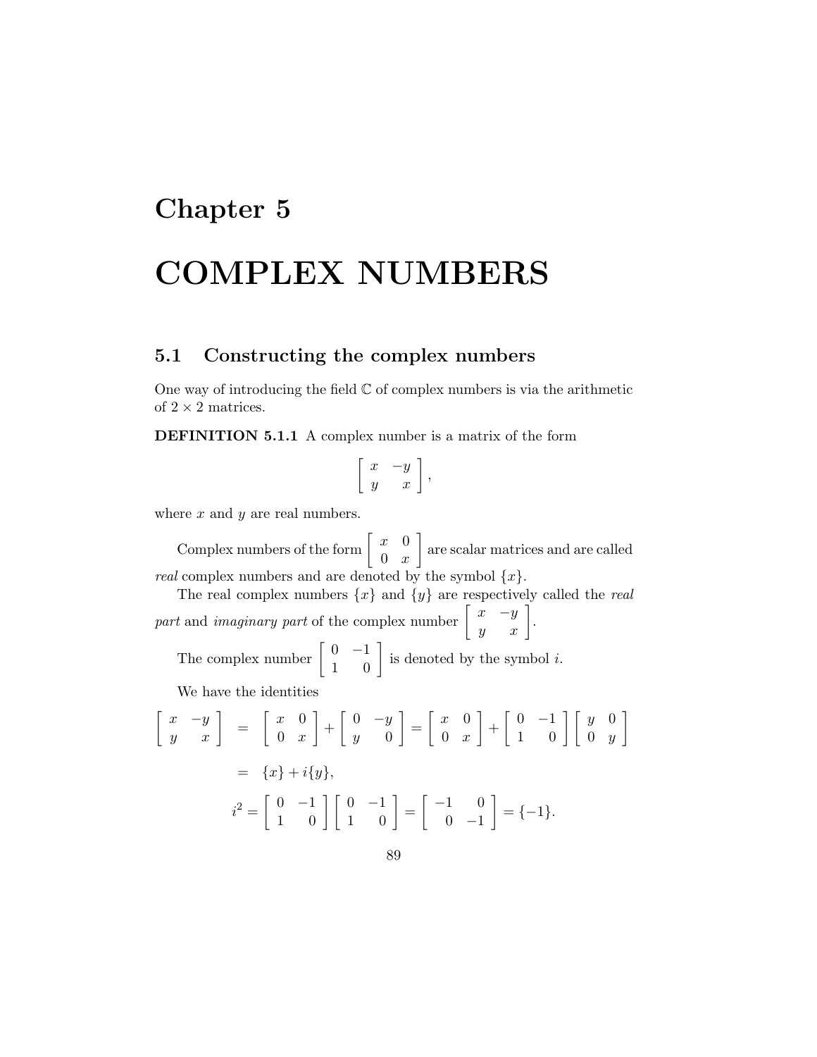# Chapter 5

# COMPLEX NUMBERS

## 5.1 Constructing the complex numbers

One way of introducing the field $\mathbb{C}$ of complex numbers is via the arithmetic of $2 \times 2$ matrices.

**DEFINITION 5.1.1** A complex number is a matrix of the form

$$\begin{bmatrix} x & -y \\ y & x \end{bmatrix},$$

where $x$ and $y$ are real numbers.

Complex numbers of the form $\begin{bmatrix} x & 0 \\ 0 & x \end{bmatrix}$ are scalar matrices and are called *real* complex numbers and are denoted by the symbol $\{x\}$.

The real complex numbers $\{x\}$ and $\{y\}$ are respectively called the *real part* and *imaginary part* of the complex number $\begin{bmatrix} x & -y \\ y & x \end{bmatrix}$.

The complex number $\begin{bmatrix} 0 & -1 \\ 1 & 0 \end{bmatrix}$ is denoted by the symbol $i$.

We have the identities

$$\begin{aligned}
\begin{bmatrix} x & -y \\ y & x \end{bmatrix} &= \begin{bmatrix} x & 0 \\ 0 & x \end{bmatrix} + \begin{bmatrix} 0 & -y \\ y & 0 \end{bmatrix} = \begin{bmatrix} x & 0 \\ 0 & x \end{bmatrix} + \begin{bmatrix} 0 & -1 \\ 1 & 0 \end{bmatrix} \begin{bmatrix} y & 0 \\ 0 & y \end{bmatrix} \\
&= \{x\} + i\{y\},
\end{aligned}$$

$$i^2 = \begin{bmatrix} 0 & -1 \\ 1 & 0 \end{bmatrix} \begin{bmatrix} 0 & -1 \\ 1 & 0 \end{bmatrix} = \begin{bmatrix} -1 & 0 \\ 0 & -1 \end{bmatrix} = \{-1\}.$$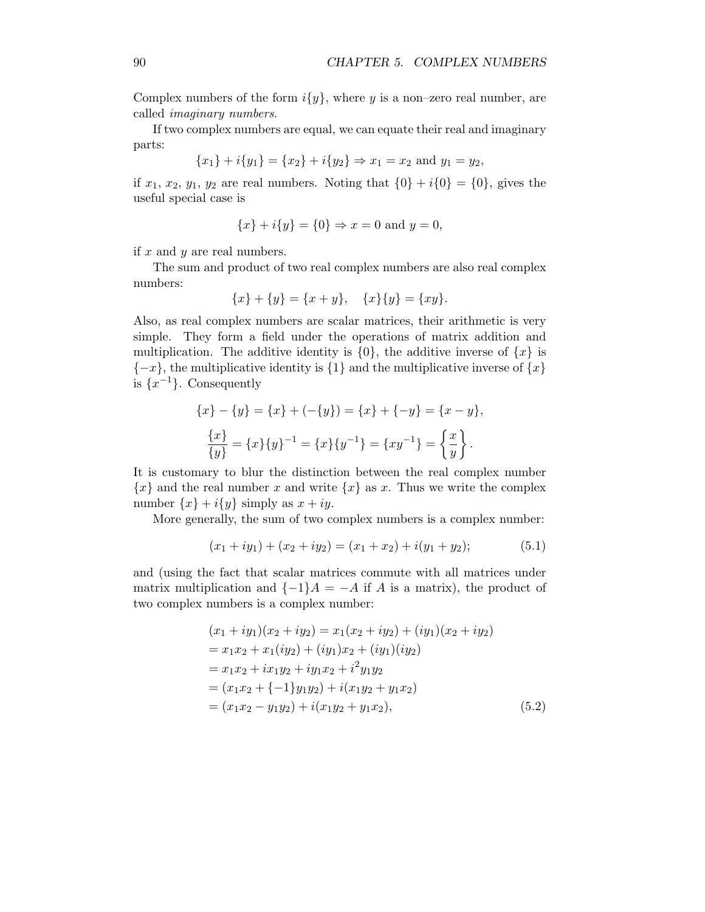Complex numbers of the form $i\{y\}$, where $y$ is a non–zero real number, are called *imaginary numbers*.

If two complex numbers are equal, we can equate their real and imaginary parts:

$$\{x_1\} + i\{y_1\} = \{x_2\} + i\{y_2\} \Rightarrow x_1 = x_2 \text{ and } y_1 = y_2,$$

if $x_1$, $x_2$, $y_1$, $y_2$ are real numbers. Noting that $\{0\} + i\{0\} = \{0\}$, gives the useful special case is

$$\{x\} + i\{y\} = \{0\} \Rightarrow x = 0 \text{ and } y = 0,$$

if $x$ and $y$ are real numbers.

The sum and product of two real complex numbers are also real complex numbers:

$$\{x\} + \{y\} = \{x + y\}, \quad \{x\}\{y\} = \{xy\}.$$

Also, as real complex numbers are scalar matrices, their arithmetic is very simple. They form a field under the operations of matrix addition and multiplication. The additive identity is $\{0\}$, the additive inverse of $\{x\}$ is $\{-x\}$, the multiplicative identity is $\{1\}$ and the multiplicative inverse of $\{x\}$ is $\{x^{-1}\}$. Consequently

$$\{x\} - \{y\} = \{x\} + (-\{y\}) = \{x\} + \{-y\} = \{x - y\},$$

$$\frac{\{x\}}{\{y\}} = \{x\}\{y\}^{-1} = \{x\}\{y^{-1}\} = \{xy^{-1}\} = \left\{\frac{x}{y}\right\}.$$

It is customary to blur the distinction between the real complex number $\{x\}$ and the real number $x$ and write $\{x\}$ as $x$. Thus we write the complex number $\{x\} + i\{y\}$ simply as $x + iy$.

More generally, the sum of two complex numbers is a complex number:

$$(x_1 + iy_1) + (x_2 + iy_2) = (x_1 + x_2) + i(y_1 + y_2); \tag{5.1}$$

and (using the fact that scalar matrices commute with all matrices under matrix multiplication and $\{-1\}A = -A$ if $A$ is a matrix), the product of two complex numbers is a complex number:

$$\begin{aligned}
(x_1 + iy_1)(x_2 + iy_2) &= x_1(x_2 + iy_2) + (iy_1)(x_2 + iy_2) \\
&= x_1x_2 + x_1(iy_2) + (iy_1)x_2 + (iy_1)(iy_2) \\
&= x_1x_2 + ix_1y_2 + iy_1x_2 + i^2y_1y_2 \\
&= (x_1x_2 + \{-1\}y_1y_2) + i(x_1y_2 + y_1x_2) \\
&= (x_1x_2 - y_1y_2) + i(x_1y_2 + y_1x_2), \qquad (5.2)
\end{aligned}$$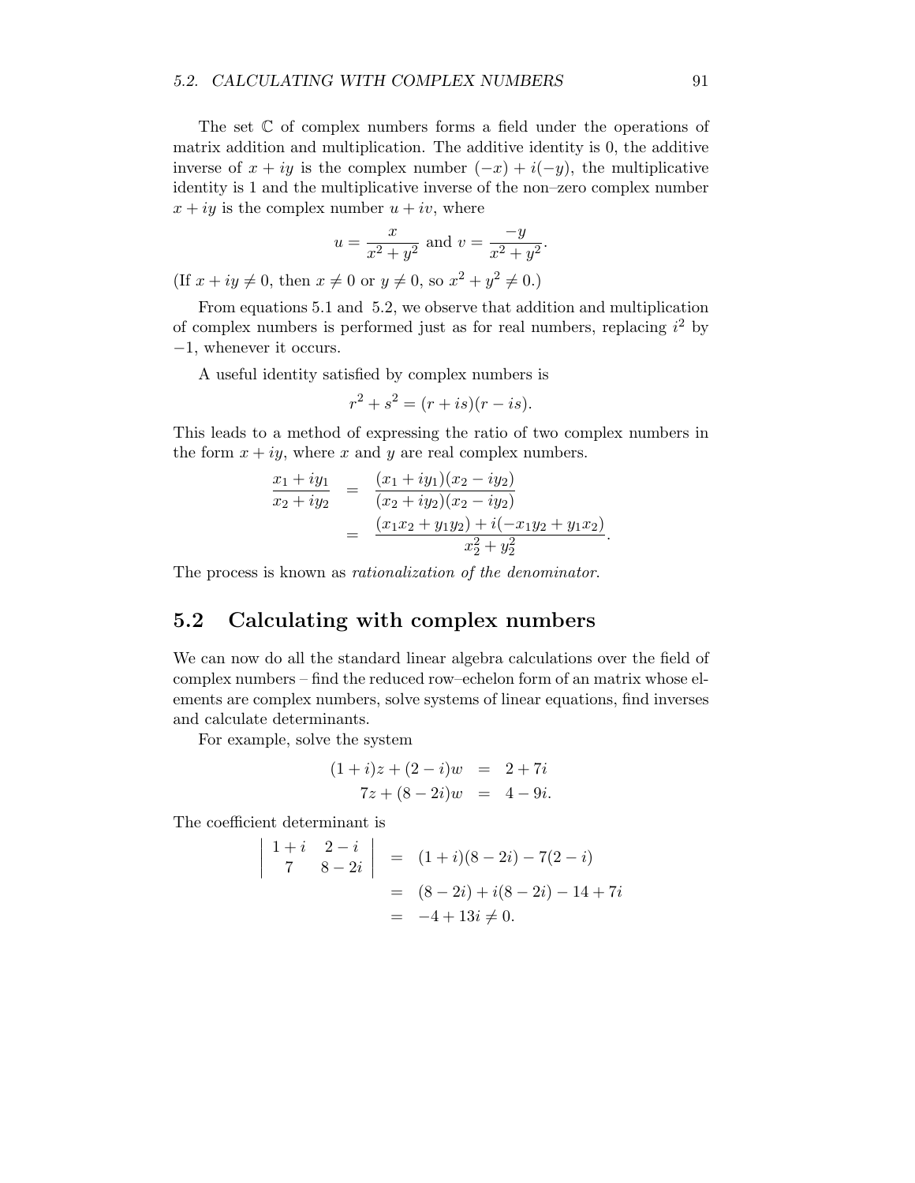The set $\mathbb{C}$ of complex numbers forms a field under the operations of matrix addition and multiplication. The additive identity is 0, the additive inverse of $x + iy$ is the complex number $(-x) + i(-y)$, the multiplicative identity is 1 and the multiplicative inverse of the non–zero complex number $x + iy$ is the complex number $u + iv$, where

$$u = \frac{x}{x^2 + y^2} \text{ and } v = \frac{-y}{x^2 + y^2}.$$

(If $x + iy \neq 0$, then $x \neq 0$ or $y \neq 0$, so $x^2 + y^2 \neq 0$.)

From equations 5.1 and 5.2, we observe that addition and multiplication of complex numbers is performed just as for real numbers, replacing $i^2$ by $-1$, whenever it occurs.

A useful identity satisfied by complex numbers is

$$r^2 + s^2 = (r + is)(r - is).$$

This leads to a method of expressing the ratio of two complex numbers in the form $x + iy$, where $x$ and $y$ are real complex numbers.

$$\begin{aligned}
\frac{x_1 + iy_1}{x_2 + iy_2} &= \frac{(x_1 + iy_1)(x_2 - iy_2)}{(x_2 + iy_2)(x_2 - iy_2)} \\
&= \frac{(x_1 x_2 + y_1 y_2) + i(-x_1 y_2 + y_1 x_2)}{x_2^2 + y_2^2}.
\end{aligned}$$

The process is known as *rationalization of the denominator*.

## 5.2 Calculating with complex numbers

We can now do all the standard linear algebra calculations over the field of complex numbers – find the reduced row–echelon form of an matrix whose elements are complex numbers, solve systems of linear equations, find inverses and calculate determinants.

For example, solve the system

$$\begin{aligned}
(1 + i)z + (2 - i)w &= 2 + 7i \\
7z + (8 - 2i)w &= 4 - 9i.
\end{aligned}$$

The coefficient determinant is

$$\begin{aligned}
\begin{vmatrix} 1 + i & 2 - i \\ 7 & 8 - 2i \end{vmatrix} &= (1 + i)(8 - 2i) - 7(2 - i) \\
&= (8 - 2i) + i(8 - 2i) - 14 + 7i \\
&= -4 + 13i \neq 0.
\end{aligned}$$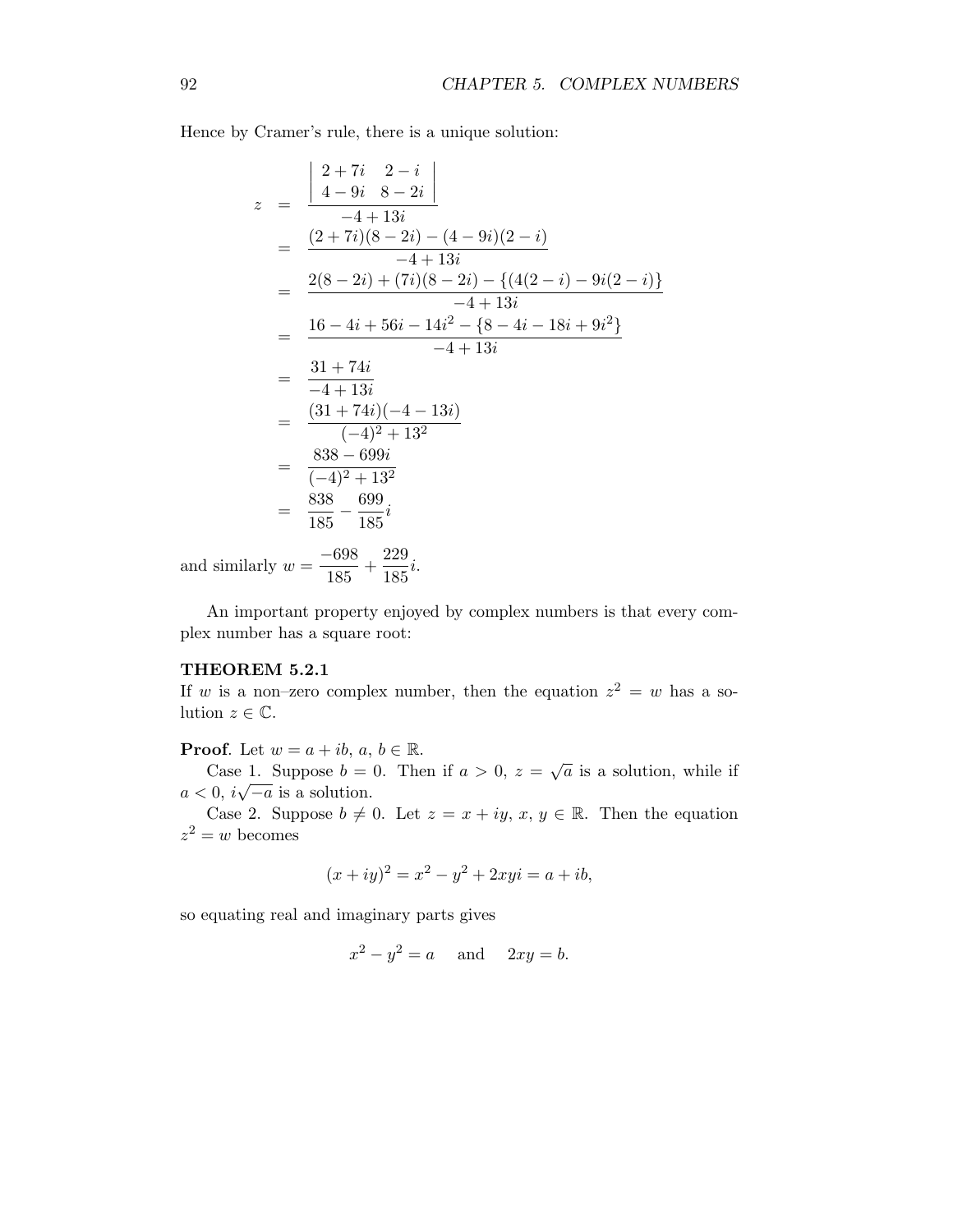Hence by Cramer's rule, there is a unique solution:

$$
\begin{aligned}
z &= \frac{\begin{vmatrix} 2+7i & 2-i \\ 4-9i & 8-2i \end{vmatrix}}{-4+13i} \\
&= \frac{(2+7i)(8-2i)-(4-9i)(2-i)}{-4+13i} \\
&= \frac{2(8-2i)+(7i)(8-2i)-\{(4(2-i)-9i(2-i)\}}{-4+13i} \\
&= \frac{16-4i+56i-14i^2-\{8-4i-18i+9i^2\}}{-4+13i} \\
&= \frac{31+74i}{-4+13i} \\
&= \frac{(31+74i)(-4-13i)}{(-4)^2+13^2} \\
&= \frac{838-699i}{(-4)^2+13^2} \\
&= \frac{838}{185}-\frac{699}{185}i
\end{aligned}
$$

and similarly $w = \dfrac{-698}{185} + \dfrac{229}{185}i$.

An important property enjoyed by complex numbers is that every complex number has a square root:

**THEOREM 5.2.1**
If $w$ is a non–zero complex number, then the equation $z^2 = w$ has a solution $z \in \mathbb{C}$.

**Proof**. Let $w = a + ib$, $a$, $b \in \mathbb{R}$.

Case 1. Suppose $b = 0$. Then if $a > 0$, $z = \sqrt{a}$ is a solution, while if $a < 0$, $i\sqrt{-a}$ is a solution.

Case 2. Suppose $b \neq 0$. Let $z = x + iy$, $x$, $y \in \mathbb{R}$. Then the equation $z^2 = w$ becomes

$$(x + iy)^2 = x^2 - y^2 + 2xyi = a + ib,$$

so equating real and imaginary parts gives

$$x^2 - y^2 = a \quad \text{and} \quad 2xy = b.$$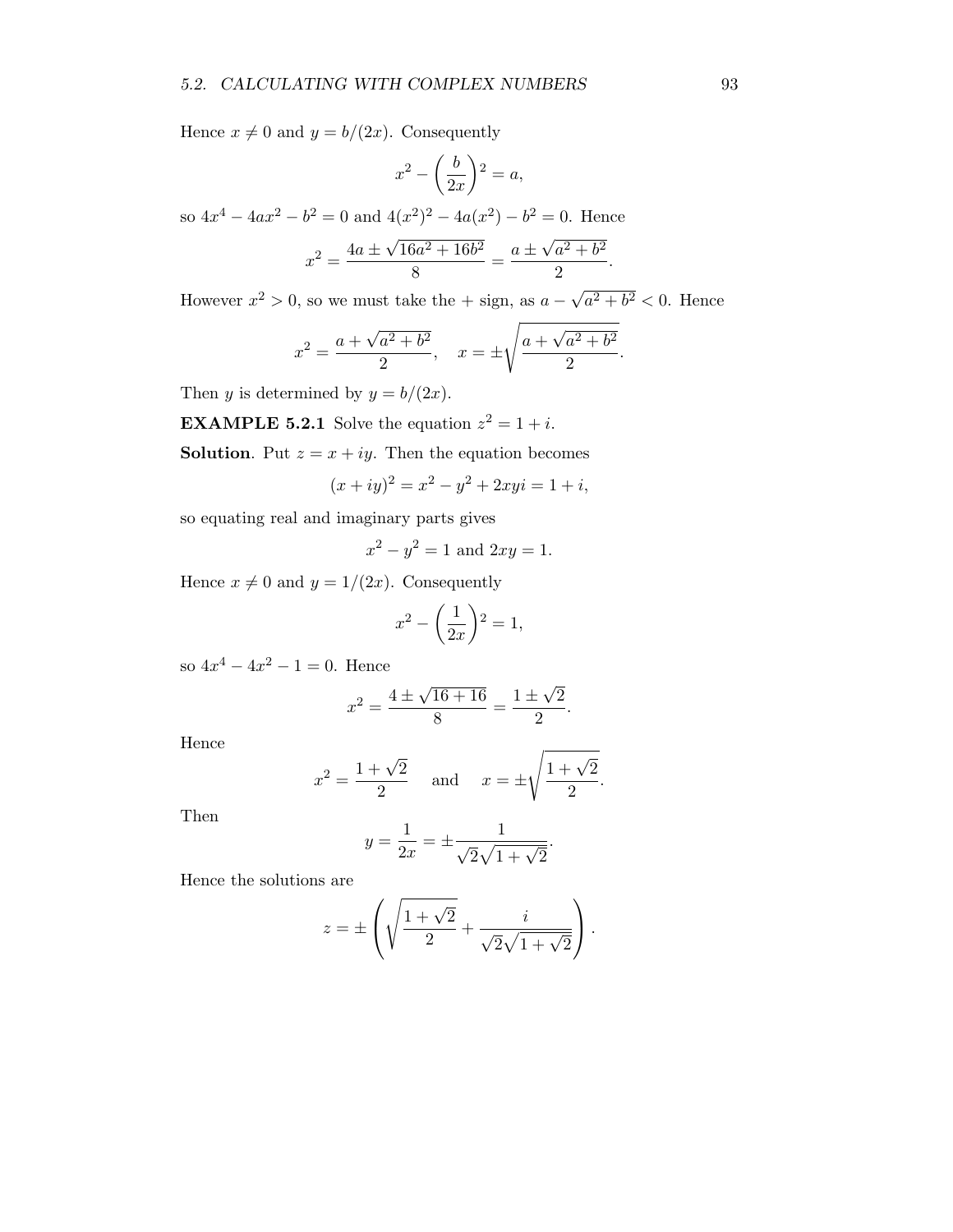Hence $x \neq 0$ and $y = b/(2x)$. Consequently

$$x^2 - \left(\frac{b}{2x}\right)^2 = a,$$

so $4x^4 - 4ax^2 - b^2 = 0$ and $4(x^2)^2 - 4a(x^2) - b^2 = 0$. Hence

$$x^2 = \frac{4a \pm \sqrt{16a^2 + 16b^2}}{8} = \frac{a \pm \sqrt{a^2 + b^2}}{2}.$$

However $x^2 > 0$, so we must take the + sign, as $a - \sqrt{a^2 + b^2} < 0$. Hence

$$x^2 = \frac{a + \sqrt{a^2 + b^2}}{2}, \quad x = \pm\sqrt{\frac{a + \sqrt{a^2 + b^2}}{2}}.$$

Then $y$ is determined by $y = b/(2x)$.

**EXAMPLE 5.2.1** Solve the equation $z^2 = 1 + i$.

**Solution**. Put $z = x + iy$. Then the equation becomes

$$(x + iy)^2 = x^2 - y^2 + 2xyi = 1 + i,$$

so equating real and imaginary parts gives

$$x^2 - y^2 = 1 \text{ and } 2xy = 1.$$

Hence $x \neq 0$ and $y = 1/(2x)$. Consequently

$$x^2 - \left(\frac{1}{2x}\right)^2 = 1,$$

so $4x^4 - 4x^2 - 1 = 0$. Hence

$$x^2 = \frac{4 \pm \sqrt{16 + 16}}{8} = \frac{1 \pm \sqrt{2}}{2}.$$

Hence

$$x^2 = \frac{1 + \sqrt{2}}{2} \quad \text{and} \quad x = \pm\sqrt{\frac{1 + \sqrt{2}}{2}}.$$

Then

$$y = \frac{1}{2x} = \pm\frac{1}{\sqrt{2}\sqrt{1 + \sqrt{2}}}.$$

Hence the solutions are

$$z = \pm\left(\sqrt{\frac{1 + \sqrt{2}}{2}} + \frac{i}{\sqrt{2}\sqrt{1 + \sqrt{2}}}\right).$$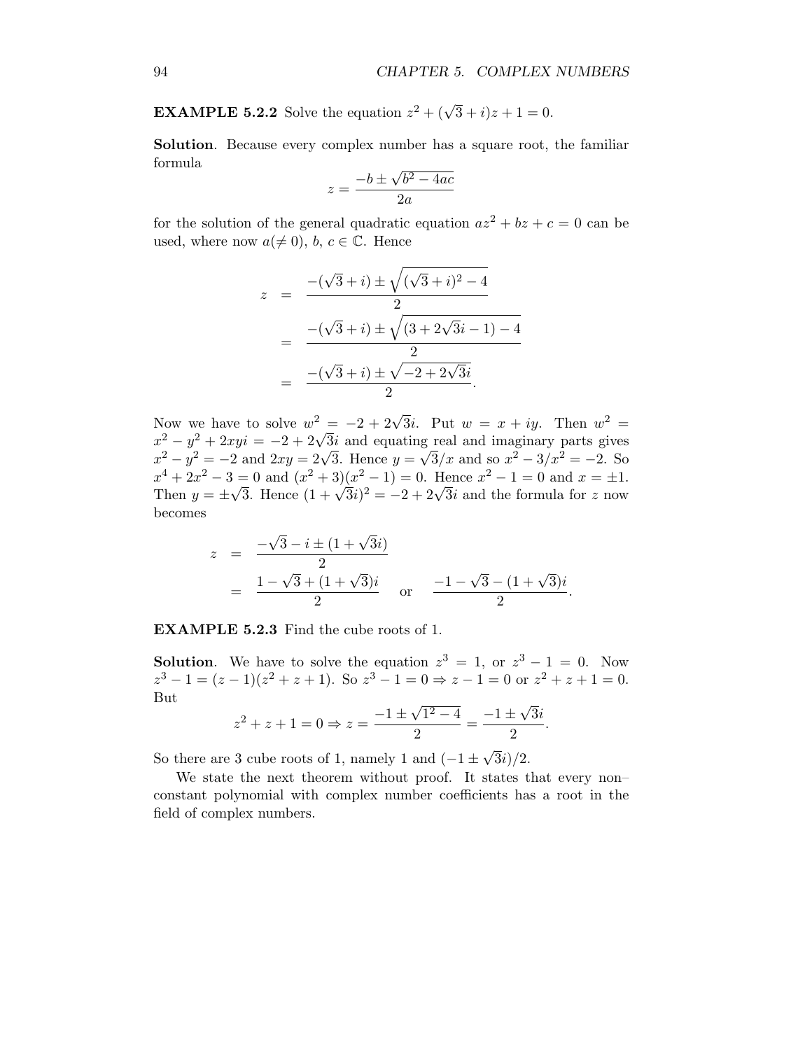**EXAMPLE 5.2.2** Solve the equation $z^2 + (\sqrt{3} + i)z + 1 = 0$.

**Solution**. Because every complex number has a square root, the familiar formula

$$z = \frac{-b \pm \sqrt{b^2 - 4ac}}{2a}$$

for the solution of the general quadratic equation $az^2 + bz + c = 0$ can be used, where now $a(\neq 0)$, $b$, $c \in \mathbb{C}$. Hence

$$\begin{aligned}
z &= \frac{-(\sqrt{3}+i) \pm \sqrt{(\sqrt{3}+i)^2 - 4}}{2} \\
&= \frac{-(\sqrt{3}+i) \pm \sqrt{(3 + 2\sqrt{3}i - 1) - 4}}{2} \\
&= \frac{-(\sqrt{3}+i) \pm \sqrt{-2 + 2\sqrt{3}i}}{2}.
\end{aligned}$$

Now we have to solve $w^2 = -2 + 2\sqrt{3}i$. Put $w = x + iy$. Then $w^2 = x^2 - y^2 + 2xyi = -2 + 2\sqrt{3}i$ and equating real and imaginary parts gives $x^2 - y^2 = -2$ and $2xy = 2\sqrt{3}$. Hence $y = \sqrt{3}/x$ and so $x^2 - 3/x^2 = -2$. So $x^4 + 2x^2 - 3 = 0$ and $(x^2 + 3)(x^2 - 1) = 0$. Hence $x^2 - 1 = 0$ and $x = \pm 1$. Then $y = \pm\sqrt{3}$. Hence $(1 + \sqrt{3}i)^2 = -2 + 2\sqrt{3}i$ and the formula for $z$ now becomes

$$\begin{aligned}
z &= \frac{-\sqrt{3} - i \pm (1 + \sqrt{3}i)}{2} \\
&= \frac{1 - \sqrt{3} + (1 + \sqrt{3})i}{2} \quad \text{or} \quad \frac{-1 - \sqrt{3} - (1 + \sqrt{3})i}{2}.
\end{aligned}$$

**EXAMPLE 5.2.3** Find the cube roots of 1.

**Solution**. We have to solve the equation $z^3 = 1$, or $z^3 - 1 = 0$. Now $z^3 - 1 = (z - 1)(z^2 + z + 1)$. So $z^3 - 1 = 0 \Rightarrow z - 1 = 0$ or $z^2 + z + 1 = 0$. But

$$z^2 + z + 1 = 0 \Rightarrow z = \frac{-1 \pm \sqrt{1^2 - 4}}{2} = \frac{-1 \pm \sqrt{3}i}{2}.$$

So there are 3 cube roots of 1, namely 1 and $(-1 \pm \sqrt{3}i)/2$.

We state the next theorem without proof. It states that every non–constant polynomial with complex number coefficients has a root in the field of complex numbers.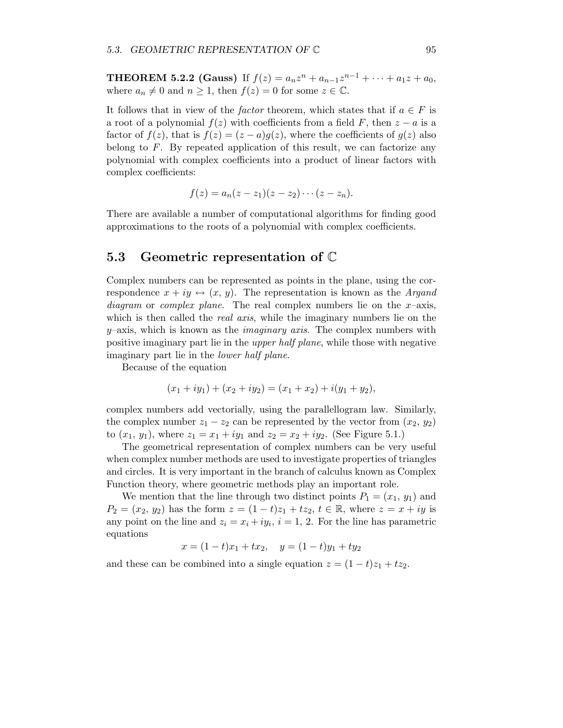**THEOREM 5.2.2 (Gauss)** If $f(z) = a_n z^n + a_{n-1} z^{n-1} + \cdots + a_1 z + a_0$, where $a_n \neq 0$ and $n \geq 1$, then $f(z) = 0$ for some $z \in \mathbb{C}$.

It follows that in view of the *factor* theorem, which states that if $a \in F$ is a root of a polynomial $f(z)$ with coefficients from a field $F$, then $z - a$ is a factor of $f(z)$, that is $f(z) = (z - a)g(z)$, where the coefficients of $g(z)$ also belong to $F$. By repeated application of this result, we can factorize any polynomial with complex coefficients into a product of linear factors with complex coefficients:

$$f(z) = a_n(z - z_1)(z - z_2) \cdots (z - z_n).$$

There are available a number of computational algorithms for finding good approximations to the roots of a polynomial with complex coefficients.

## 5.3 Geometric representation of $\mathbb{C}$

Complex numbers can be represented as points in the plane, using the correspondence $x + iy \leftrightarrow (x, y)$. The representation is known as the *Argand diagram* or *complex plane*. The real complex numbers lie on the $x$–axis, which is then called the *real axis*, while the imaginary numbers lie on the $y$–axis, which is known as the *imaginary axis*. The complex numbers with positive imaginary part lie in the *upper half plane*, while those with negative imaginary part lie in the *lower half plane*.

Because of the equation

$$(x_1 + iy_1) + (x_2 + iy_2) = (x_1 + x_2) + i(y_1 + y_2),$$

complex numbers add vectorially, using the parallellogram law. Similarly, the complex number $z_1 - z_2$ can be represented by the vector from $(x_2, y_2)$ to $(x_1, y_1)$, where $z_1 = x_1 + iy_1$ and $z_2 = x_2 + iy_2$. (See Figure 5.1.)

The geometrical representation of complex numbers can be very useful when complex number methods are used to investigate properties of triangles and circles. It is very important in the branch of calculus known as Complex Function theory, where geometric methods play an important role.

We mention that the line through two distinct points $P_1 = (x_1, y_1)$ and $P_2 = (x_2, y_2)$ has the form $z = (1 - t)z_1 + tz_2$, $t \in \mathbb{R}$, where $z = x + iy$ is any point on the line and $z_i = x_i + iy_i$, $i = 1, 2$. For the line has parametric equations

$$x = (1 - t)x_1 + tx_2, \quad y = (1 - t)y_1 + ty_2$$

and these can be combined into a single equation $z = (1 - t)z_1 + tz_2$.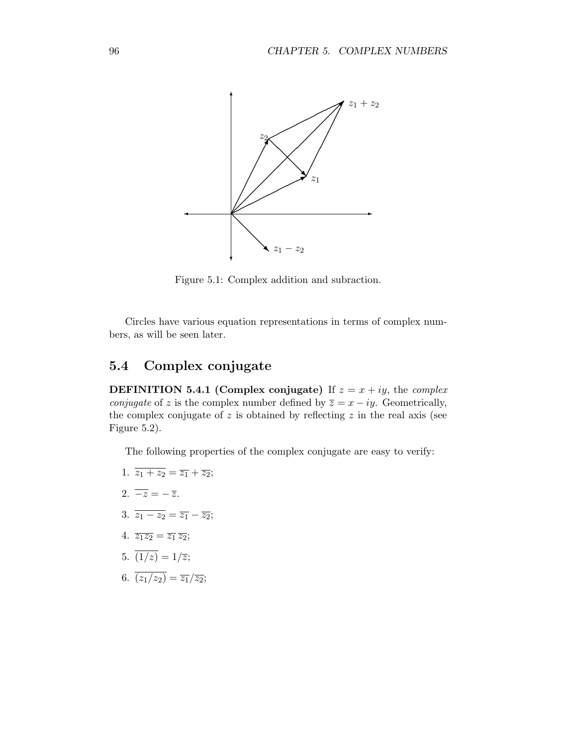Figure 5.1: Complex addition and subraction.

Circles have various equation representations in terms of complex numbers, as will be seen later.

## 5.4 Complex conjugate

**DEFINITION 5.4.1 (Complex conjugate)** If $z = x + iy$, the *complex conjugate* of $z$ is the complex number defined by $\overline{z} = x - iy$. Geometrically, the complex conjugate of $z$ is obtained by reflecting $z$ in the real axis (see Figure 5.2).

The following properties of the complex conjugate are easy to verify:

1. $\overline{z_1 + z_2} = \overline{z_1} + \overline{z_2}$;
2. $\overline{-z} = -\,\overline{z}$.
3. $\overline{z_1 - z_2} = \overline{z_1} - \overline{z_2}$;
4. $\overline{z_1 z_2} = \overline{z_1}\,\overline{z_2}$;
5. $\overline{(1/z)} = 1/\overline{z}$;
6. $\overline{(z_1/z_2)} = \overline{z_1}/\overline{z_2}$;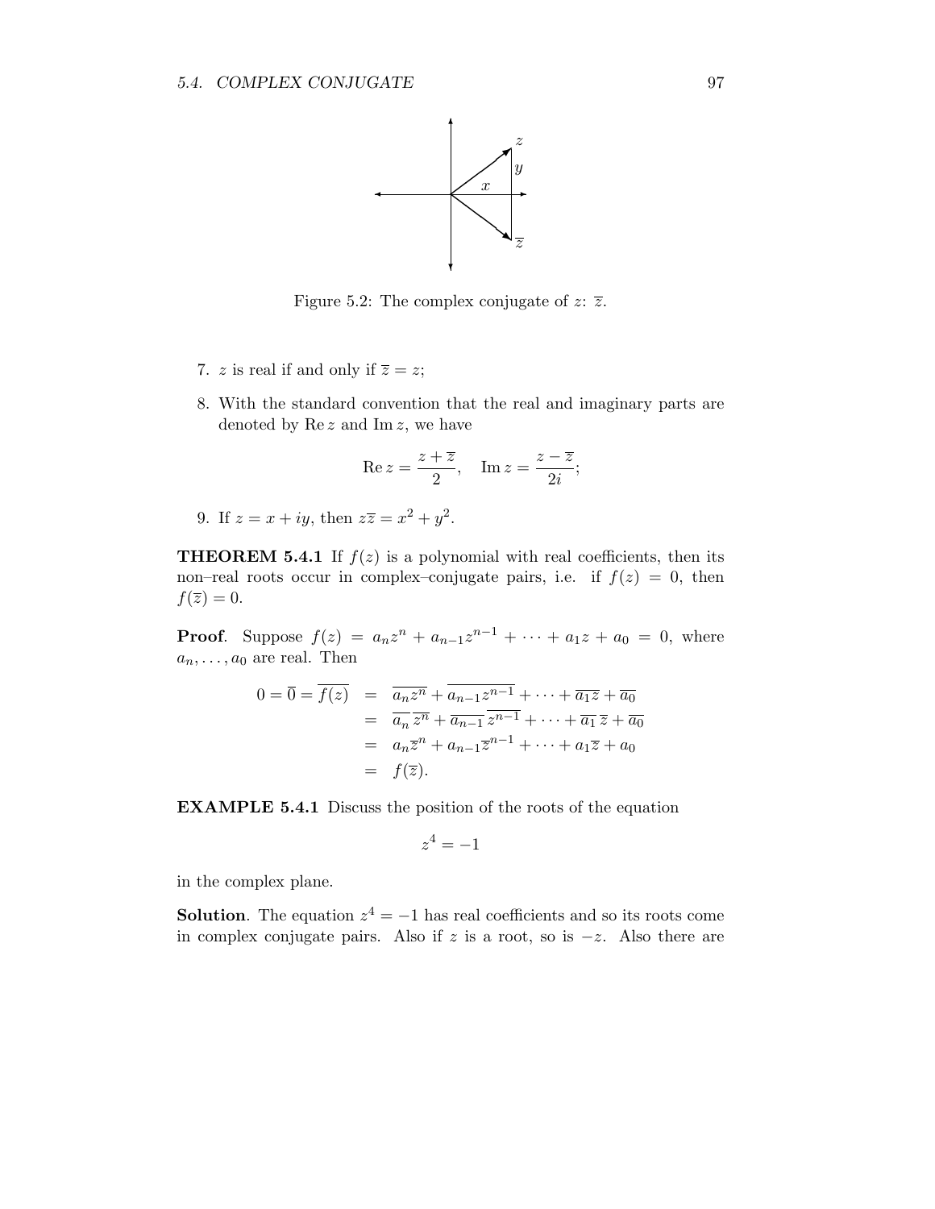Figure 5.2: The complex conjugate of $z$: $\overline{z}$.

7. $z$ is real if and only if $\overline{z} = z$;

8. With the standard convention that the real and imaginary parts are denoted by $\operatorname{Re} z$ and $\operatorname{Im} z$, we have

$$\operatorname{Re} z = \frac{z + \overline{z}}{2}, \quad \operatorname{Im} z = \frac{z - \overline{z}}{2i};$$

9. If $z = x + iy$, then $z\overline{z} = x^2 + y^2$.

**THEOREM 5.4.1** If $f(z)$ is a polynomial with real coefficients, then its non–real roots occur in complex–conjugate pairs, i.e. if $f(z) = 0$, then $f(\overline{z}) = 0$.

**Proof**. Suppose $f(z) = a_n z^n + a_{n-1}z^{n-1} + \cdots + a_1 z + a_0 = 0$, where $a_n, \ldots, a_0$ are real. Then

$$\begin{aligned}
0 = \overline{0} = \overline{f(z)} &= \overline{a_n z^n} + \overline{a_{n-1}z^{n-1}} + \cdots + \overline{a_1 z} + \overline{a_0} \\
&= \overline{a_n}\,\overline{z^n} + \overline{a_{n-1}}\,\overline{z^{n-1}} + \cdots + \overline{a_1}\,\overline{z} + \overline{a_0} \\
&= a_n \overline{z}^n + a_{n-1}\overline{z}^{n-1} + \cdots + a_1 \overline{z} + a_0 \\
&= f(\overline{z}).
\end{aligned}$$

**EXAMPLE 5.4.1** Discuss the position of the roots of the equation

$$z^4 = -1$$

in the complex plane.

**Solution**. The equation $z^4 = -1$ has real coefficients and so its roots come in complex conjugate pairs. Also if $z$ is a root, so is $-z$. Also there are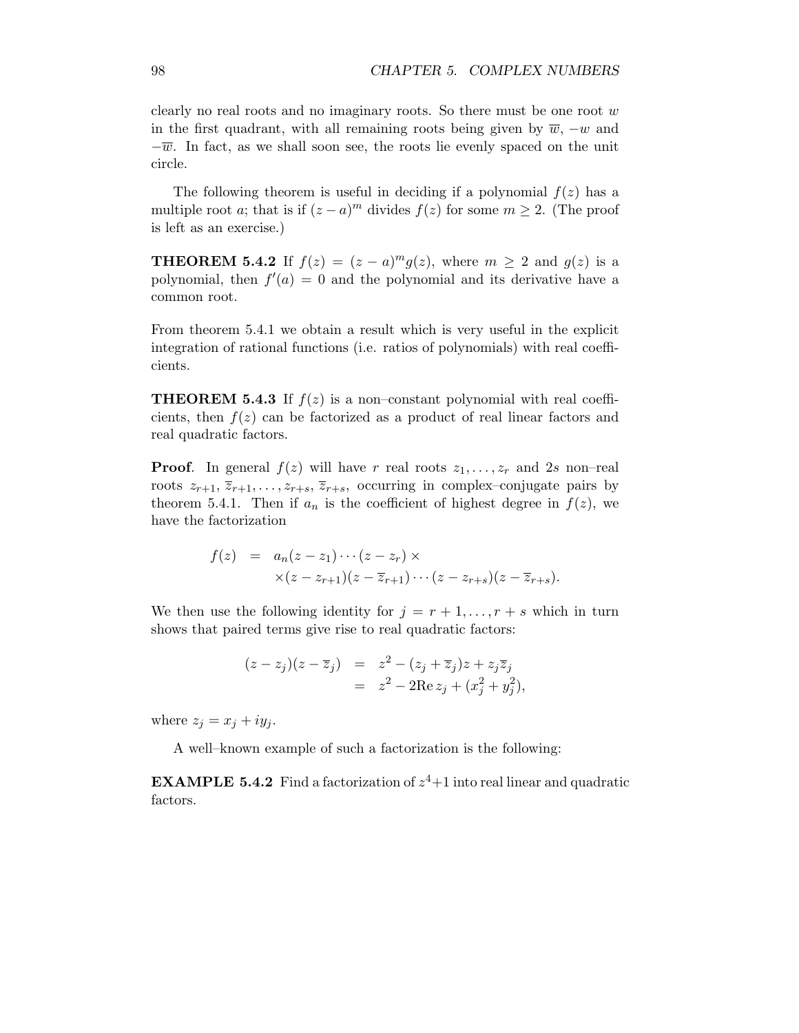clearly no real roots and no imaginary roots. So there must be one root $w$ in the first quadrant, with all remaining roots being given by $\overline{w}$, $-w$ and $-\overline{w}$. In fact, as we shall soon see, the roots lie evenly spaced on the unit circle.

The following theorem is useful in deciding if a polynomial $f(z)$ has a multiple root $a$; that is if $(z-a)^m$ divides $f(z)$ for some $m \geq 2$. (The proof is left as an exercise.)

**THEOREM 5.4.2** If $f(z) = (z-a)^m g(z)$, where $m \geq 2$ and $g(z)$ is a polynomial, then $f'(a) = 0$ and the polynomial and its derivative have a common root.

From theorem 5.4.1 we obtain a result which is very useful in the explicit integration of rational functions (i.e. ratios of polynomials) with real coefficients.

**THEOREM 5.4.3** If $f(z)$ is a non–constant polynomial with real coefficients, then $f(z)$ can be factorized as a product of real linear factors and real quadratic factors.

**Proof**. In general $f(z)$ will have $r$ real roots $z_1, \ldots, z_r$ and $2s$ non–real roots $z_{r+1}, \overline{z}_{r+1}, \ldots, z_{r+s}, \overline{z}_{r+s}$, occurring in complex–conjugate pairs by theorem 5.4.1. Then if $a_n$ is the coefficient of highest degree in $f(z)$, we have the factorization

$$
\begin{aligned}
f(z) &= a_n(z-z_1)\cdots(z-z_r) \times \\
&\quad \times (z-z_{r+1})(z-\overline{z}_{r+1})\cdots(z-z_{r+s})(z-\overline{z}_{r+s}).
\end{aligned}
$$

We then use the following identity for $j = r+1, \ldots, r+s$ which in turn shows that paired terms give rise to real quadratic factors:

$$
\begin{aligned}
(z-z_j)(z-\overline{z}_j) &= z^2 - (z_j + \overline{z}_j)z + z_j\overline{z}_j \\
&= z^2 - 2\mathrm{Re}\, z_j + (x_j^2 + y_j^2),
\end{aligned}
$$

where $z_j = x_j + iy_j$.

A well–known example of such a factorization is the following:

**EXAMPLE 5.4.2** Find a factorization of $z^4+1$ into real linear and quadratic factors.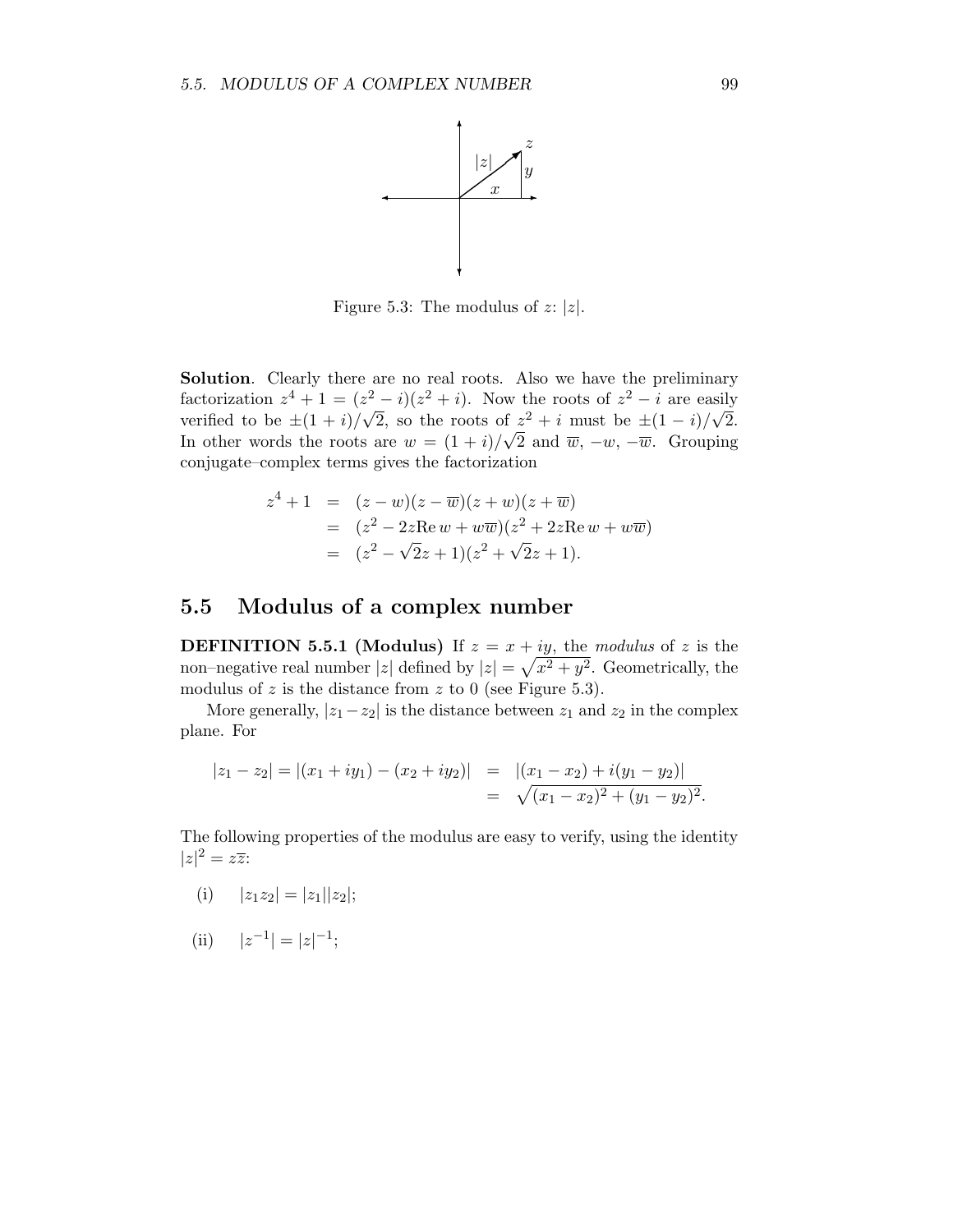Figure 5.3: The modulus of $z$: $|z|$.

**Solution**. Clearly there are no real roots. Also we have the preliminary factorization $z^4 + 1 = (z^2 - i)(z^2 + i)$. Now the roots of $z^2 - i$ are easily verified to be $\pm(1 + i)/\sqrt{2}$, so the roots of $z^2 + i$ must be $\pm(1 - i)/\sqrt{2}$. In other words the roots are $w = (1 + i)/\sqrt{2}$ and $\overline{w}$, $-w$, $-\overline{w}$. Grouping conjugate–complex terms gives the factorization

$$
\begin{aligned}
z^4 + 1 &= (z - w)(z - \overline{w})(z + w)(z + \overline{w}) \\
&= (z^2 - 2z\mathrm{Re}\, w + w\overline{w})(z^2 + 2z\mathrm{Re}\, w + w\overline{w}) \\
&= (z^2 - \sqrt{2}z + 1)(z^2 + \sqrt{2}z + 1).
\end{aligned}
$$

## 5.5 Modulus of a complex number

**DEFINITION 5.5.1 (Modulus)** If $z = x + iy$, the *modulus* of $z$ is the non–negative real number $|z|$ defined by $|z| = \sqrt{x^2 + y^2}$. Geometrically, the modulus of $z$ is the distance from $z$ to 0 (see Figure 5.3).

More generally, $|z_1 - z_2|$ is the distance between $z_1$ and $z_2$ in the complex plane. For

$$
\begin{aligned}
|z_1 - z_2| = |(x_1 + iy_1) - (x_2 + iy_2)| &= |(x_1 - x_2) + i(y_1 - y_2)| \\
&= \sqrt{(x_1 - x_2)^2 + (y_1 - y_2)^2}.
\end{aligned}
$$

The following properties of the modulus are easy to verify, using the identity $|z|^2 = z\overline{z}$:

(i) $|z_1 z_2| = |z_1||z_2|$;

(ii) $|z^{-1}| = |z|^{-1}$;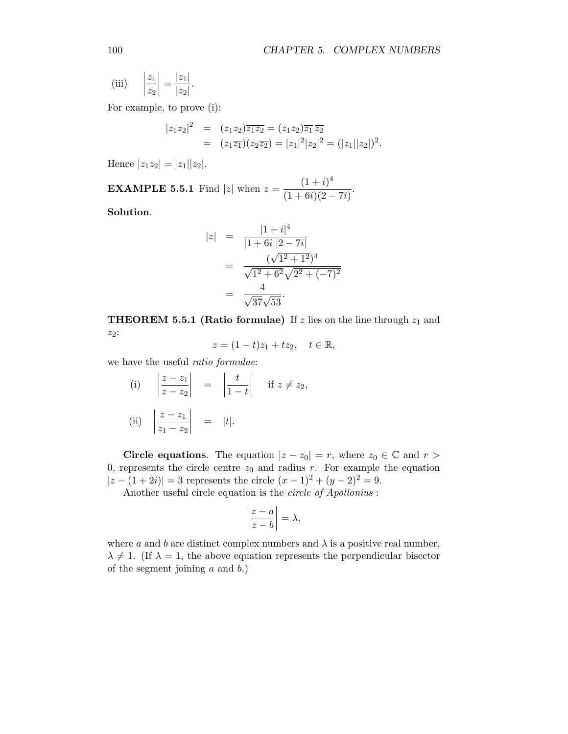(iii) $\left|\dfrac{z_1}{z_2}\right| = \dfrac{|z_1|}{|z_2|}$.

For example, to prove (i):

$$
\begin{aligned}
|z_1 z_2|^2 &= (z_1 z_2)\overline{z_1 z_2} = (z_1 z_2)\overline{z_1}\,\overline{z_2} \\
&= (z_1\overline{z_1})(z_2\overline{z_2}) = |z_1|^2|z_2|^2 = (|z_1||z_2|)^2.
\end{aligned}
$$

Hence $|z_1 z_2| = |z_1||z_2|$.

**EXAMPLE 5.5.1** Find $|z|$ when $z = \dfrac{(1+i)^4}{(1+6i)(2-7i)}$.

**Solution**.

$$
\begin{aligned}
|z| &= \frac{|1+i|^4}{|1+6i||2-7i|} \\
&= \frac{(\sqrt{1^2+1^2})^4}{\sqrt{1^2+6^2}\sqrt{2^2+(-7)^2}} \\
&= \frac{4}{\sqrt{37}\sqrt{53}}.
\end{aligned}
$$

**THEOREM 5.5.1 (Ratio formulae)** If $z$ lies on the line through $z_1$ and $z_2$:

$$z = (1-t)z_1 + tz_2, \quad t \in \mathbb{R},$$

we have the useful *ratio formulae*:

$$\text{(i)} \quad \left|\frac{z-z_1}{z-z_2}\right| = \left|\frac{t}{1-t}\right| \quad \text{if } z \neq z_2,$$

$$\text{(ii)} \quad \left|\frac{z-z_1}{z_1-z_2}\right| = |t|.$$

**Circle equations**. The equation $|z - z_0| = r$, where $z_0 \in \mathbb{C}$ and $r > 0$, represents the circle centre $z_0$ and radius $r$. For example the equation $|z - (1+2i)| = 3$ represents the circle $(x-1)^2 + (y-2)^2 = 9$.

Another useful circle equation is the *circle of Apollonius* :

$$\left|\frac{z-a}{z-b}\right| = \lambda,$$

where $a$ and $b$ are distinct complex numbers and $\lambda$ is a positive real number, $\lambda \neq 1$. (If $\lambda = 1$, the above equation represents the perpendicular bisector of the segment joining $a$ and $b$.)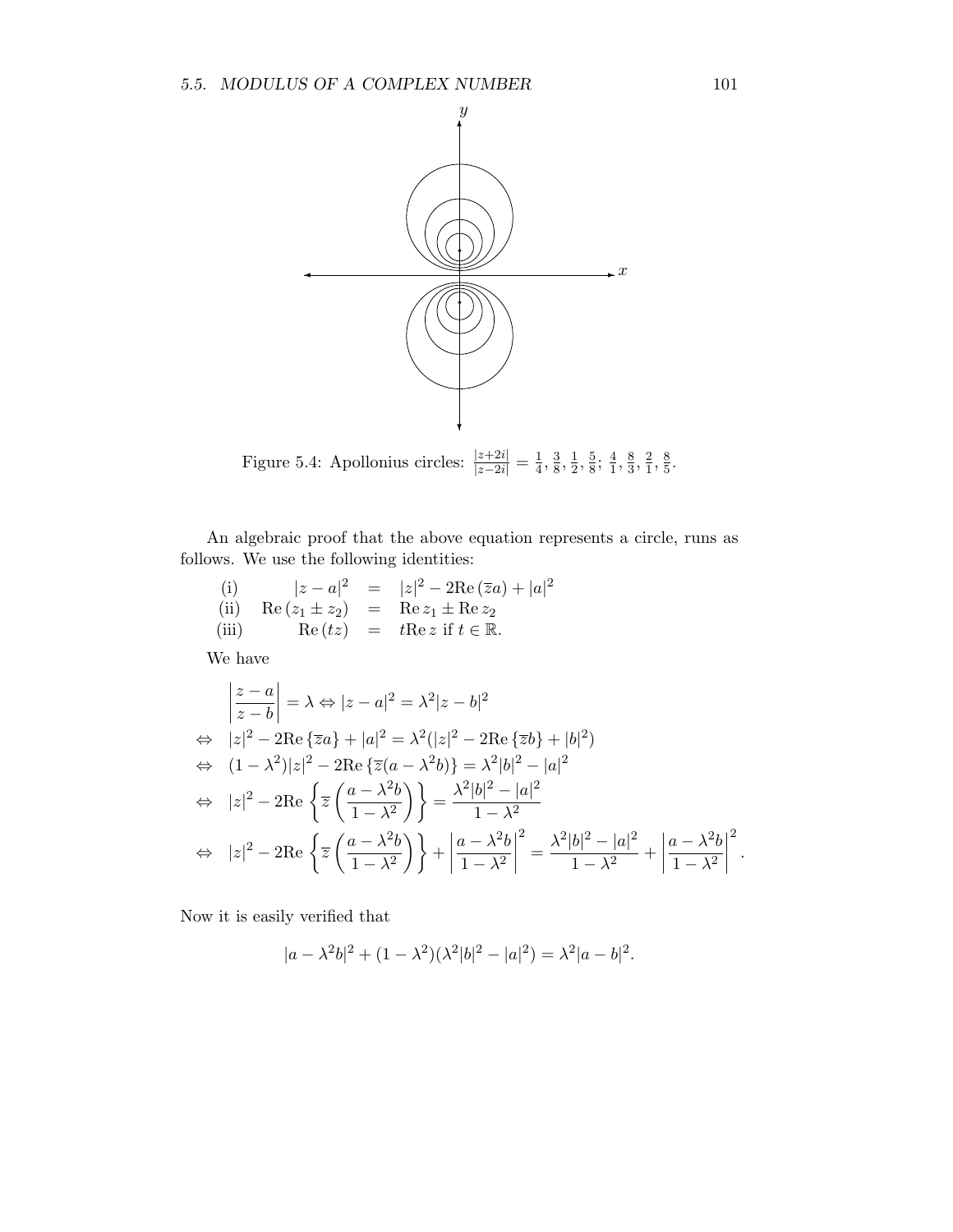Figure 5.4: Apollonius circles: $\frac{|z+2i|}{|z-2i|} = \frac{1}{4}, \frac{3}{8}, \frac{1}{2}, \frac{5}{8}; \frac{4}{1}, \frac{8}{3}, \frac{2}{1}, \frac{8}{5}$.

An algebraic proof that the above equation represents a circle, runs as follows. We use the following identities:

$$
\begin{array}{lrcl}
\text{(i)} & |z-a|^2 & = & |z|^2 - 2\mathrm{Re}\,(\overline{z}a) + |a|^2 \\
\text{(ii)} & \mathrm{Re}\,(z_1 \pm z_2) & = & \mathrm{Re}\,z_1 \pm \mathrm{Re}\,z_2 \\
\text{(iii)} & \mathrm{Re}\,(tz) & = & t\mathrm{Re}\,z \text{ if } t \in \mathbb{R}.
\end{array}
$$

We have

$$
\begin{aligned}
& \left|\frac{z-a}{z-b}\right| = \lambda \Leftrightarrow |z-a|^2 = \lambda^2|z-b|^2 \\
\Leftrightarrow \quad & |z|^2 - 2\mathrm{Re}\,\{\overline{z}a\} + |a|^2 = \lambda^2(|z|^2 - 2\mathrm{Re}\,\{\overline{z}b\} + |b|^2) \\
\Leftrightarrow \quad & (1-\lambda^2)|z|^2 - 2\mathrm{Re}\,\{\overline{z}(a - \lambda^2 b)\} = \lambda^2|b|^2 - |a|^2 \\
\Leftrightarrow \quad & |z|^2 - 2\mathrm{Re}\left\{\overline{z}\left(\frac{a-\lambda^2 b}{1-\lambda^2}\right)\right\} = \frac{\lambda^2|b|^2 - |a|^2}{1-\lambda^2} \\
\Leftrightarrow \quad & |z|^2 - 2\mathrm{Re}\left\{\overline{z}\left(\frac{a-\lambda^2 b}{1-\lambda^2}\right)\right\} + \left|\frac{a-\lambda^2 b}{1-\lambda^2}\right|^2 = \frac{\lambda^2|b|^2 - |a|^2}{1-\lambda^2} + \left|\frac{a-\lambda^2 b}{1-\lambda^2}\right|^2.
\end{aligned}
$$

Now it is easily verified that

$$
|a - \lambda^2 b|^2 + (1-\lambda^2)(\lambda^2|b|^2 - |a|^2) = \lambda^2|a-b|^2.
$$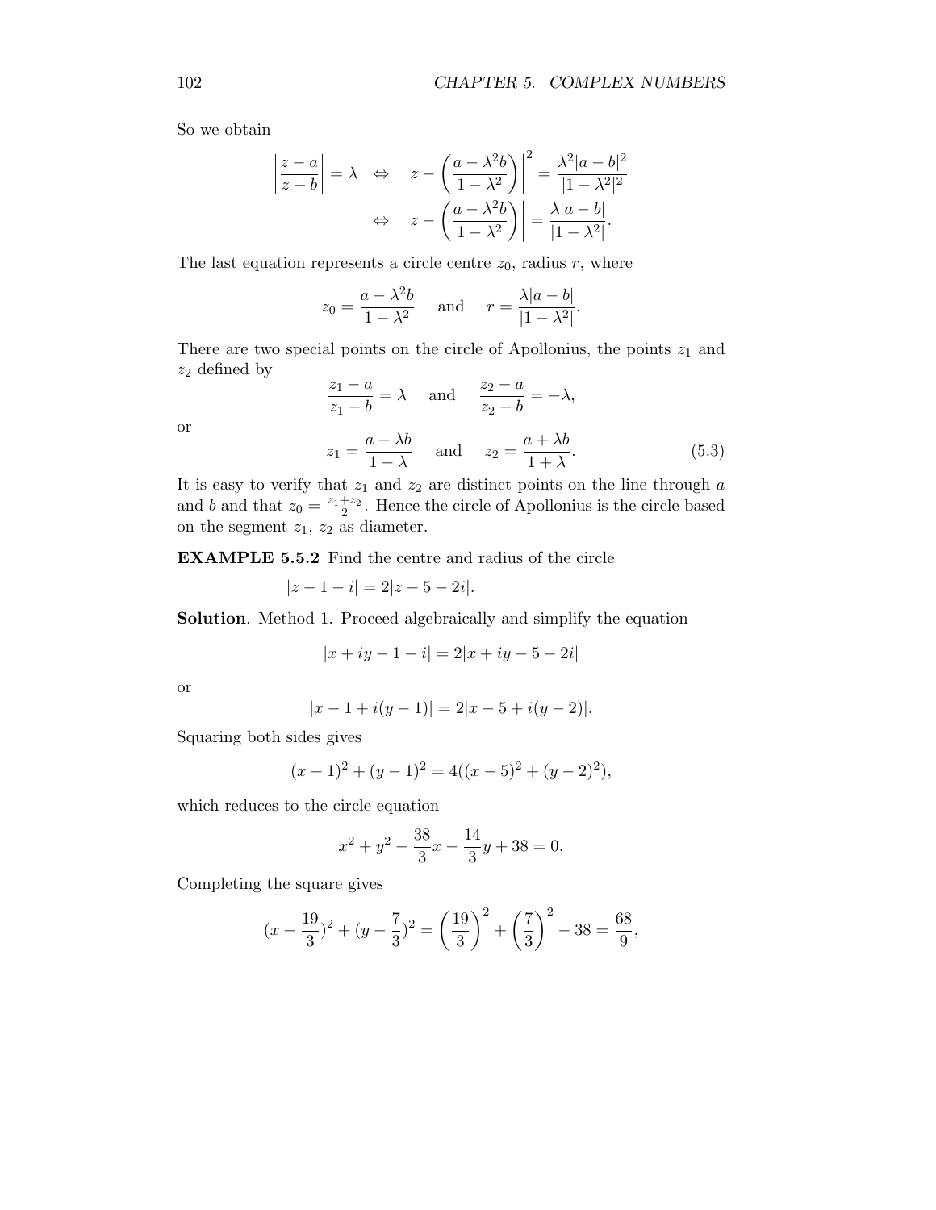So we obtain

$$\left|\frac{z-a}{z-b}\right| = \lambda \quad \Leftrightarrow \quad \left|z - \left(\frac{a - \lambda^2 b}{1-\lambda^2}\right)\right|^2 = \frac{\lambda^2|a-b|^2}{|1-\lambda^2|^2}$$

$$\Leftrightarrow \quad \left|z - \left(\frac{a - \lambda^2 b}{1-\lambda^2}\right)\right| = \frac{\lambda|a-b|}{|1-\lambda^2|}.$$

The last equation represents a circle centre $z_0$, radius $r$, where

$$z_0 = \frac{a-\lambda^2 b}{1-\lambda^2} \quad \text{and} \quad r = \frac{\lambda|a-b|}{|1-\lambda^2|}.$$

There are two special points on the circle of Apollonius, the points $z_1$ and $z_2$ defined by

$$\frac{z_1 - a}{z_1 - b} = \lambda \quad \text{and} \quad \frac{z_2 - a}{z_2 - b} = -\lambda,$$

or

$$z_1 = \frac{a - \lambda b}{1-\lambda} \quad \text{and} \quad z_2 = \frac{a+\lambda b}{1+\lambda}. \tag{5.3}$$

It is easy to verify that $z_1$ and $z_2$ are distinct points on the line through $a$ and $b$ and that $z_0 = \frac{z_1+z_2}{2}$. Hence the circle of Apollonius is the circle based on the segment $z_1$, $z_2$ as diameter.

**EXAMPLE 5.5.2** Find the centre and radius of the circle

$$|z - 1 - i| = 2|z - 5 - 2i|.$$

**Solution**. Method 1. Proceed algebraically and simplify the equation

$$|x + iy - 1 - i| = 2|x + iy - 5 - 2i|$$

or

$$|x - 1 + i(y-1)| = 2|x - 5 + i(y-2)|.$$

Squaring both sides gives

$$(x-1)^2 + (y-1)^2 = 4((x-5)^2 + (y-2)^2),$$

which reduces to the circle equation

$$x^2 + y^2 - \frac{38}{3}x - \frac{14}{3}y + 38 = 0.$$

Completing the square gives

$$(x - \frac{19}{3})^2 + (y - \frac{7}{3})^2 = \left(\frac{19}{3}\right)^2 + \left(\frac{7}{3}\right)^2 - 38 = \frac{68}{9},$$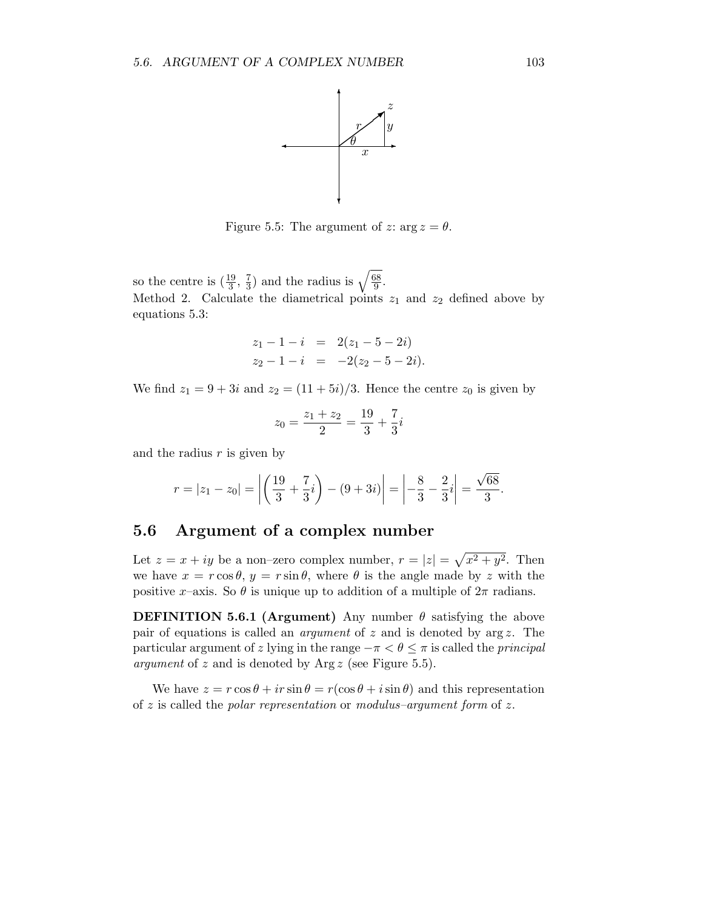Figure 5.5: The argument of $z$: $\arg z = \theta$.

so the centre is $(\frac{19}{3}, \frac{7}{3})$ and the radius is $\sqrt{\frac{68}{9}}$.

Method 2. Calculate the diametrical points $z_1$ and $z_2$ defined above by equations 5.3:

$$
\begin{aligned}
z_1 - 1 - i &= 2(z_1 - 5 - 2i) \\
z_2 - 1 - i &= -2(z_2 - 5 - 2i).
\end{aligned}
$$

We find $z_1 = 9 + 3i$ and $z_2 = (11 + 5i)/3$. Hence the centre $z_0$ is given by

$$
z_0 = \frac{z_1 + z_2}{2} = \frac{19}{3} + \frac{7}{3}i
$$

and the radius $r$ is given by

$$
r = |z_1 - z_0| = \left| \left( \frac{19}{3} + \frac{7}{3}i \right) - (9 + 3i) \right| = \left| -\frac{8}{3} - \frac{2}{3}i \right| = \frac{\sqrt{68}}{3}.
$$

## 5.6 Argument of a complex number

Let $z = x + iy$ be a non–zero complex number, $r = |z| = \sqrt{x^2 + y^2}$. Then we have $x = r\cos\theta$, $y = r\sin\theta$, where $\theta$ is the angle made by $z$ with the positive $x$–axis. So $\theta$ is unique up to addition of a multiple of $2\pi$ radians.

**DEFINITION 5.6.1 (Argument)** Any number $\theta$ satisfying the above pair of equations is called an *argument* of $z$ and is denoted by $\arg z$. The particular argument of $z$ lying in the range $-\pi < \theta \leq \pi$ is called the *principal argument* of $z$ and is denoted by $\operatorname{Arg} z$ (see Figure 5.5).

We have $z = r\cos\theta + ir\sin\theta = r(\cos\theta + i\sin\theta)$ and this representation of $z$ is called the *polar representation* or *modulus–argument form* of $z$.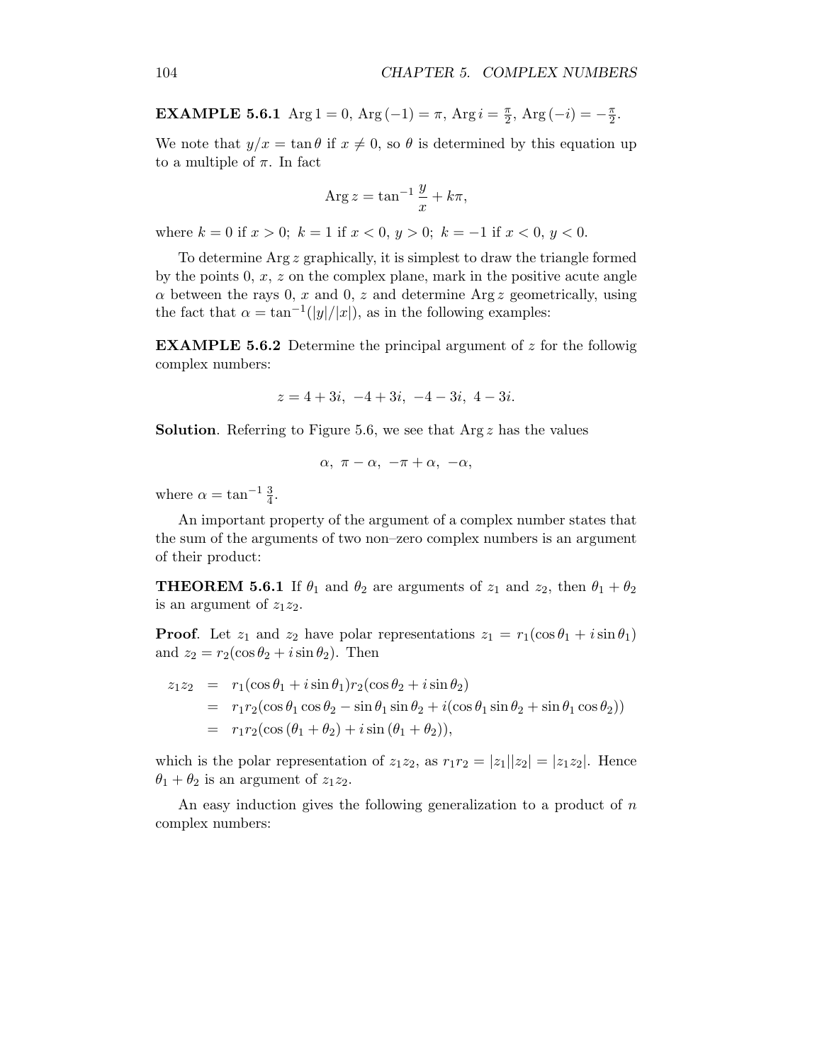**EXAMPLE 5.6.1** $\operatorname{Arg} 1 = 0$, $\operatorname{Arg}(-1) = \pi$, $\operatorname{Arg} i = \frac{\pi}{2}$, $\operatorname{Arg}(-i) = -\frac{\pi}{2}$.

We note that $y/x = \tan\theta$ if $x \neq 0$, so $\theta$ is determined by this equation up to a multiple of $\pi$. In fact

$$\operatorname{Arg} z = \tan^{-1}\frac{y}{x} + k\pi,$$

where $k = 0$ if $x > 0$; $k = 1$ if $x < 0$, $y > 0$; $k = -1$ if $x < 0$, $y < 0$.

To determine $\operatorname{Arg} z$ graphically, it is simplest to draw the triangle formed by the points $0$, $x$, $z$ on the complex plane, mark in the positive acute angle $\alpha$ between the rays $0, x$ and $0, z$ and determine $\operatorname{Arg} z$ geometrically, using the fact that $\alpha = \tan^{-1}(|y|/|x|)$, as in the following examples:

**EXAMPLE 5.6.2** Determine the principal argument of $z$ for the followig complex numbers:

$$z = 4 + 3i,\ -4 + 3i,\ -4 - 3i,\ 4 - 3i.$$

**Solution**. Referring to Figure 5.6, we see that $\operatorname{Arg} z$ has the values

$$\alpha,\ \pi - \alpha,\ -\pi + \alpha,\ -\alpha,$$

where $\alpha = \tan^{-1}\frac{3}{4}$.

An important property of the argument of a complex number states that the sum of the arguments of two non–zero complex numbers is an argument of their product:

**THEOREM 5.6.1** If $\theta_1$ and $\theta_2$ are arguments of $z_1$ and $z_2$, then $\theta_1 + \theta_2$ is an argument of $z_1 z_2$.

**Proof**. Let $z_1$ and $z_2$ have polar representations $z_1 = r_1(\cos\theta_1 + i\sin\theta_1)$ and $z_2 = r_2(\cos\theta_2 + i\sin\theta_2)$. Then

$$\begin{aligned}
z_1 z_2 &= r_1(\cos\theta_1 + i\sin\theta_1) r_2(\cos\theta_2 + i\sin\theta_2) \\
&= r_1 r_2(\cos\theta_1\cos\theta_2 - \sin\theta_1\sin\theta_2 + i(\cos\theta_1\sin\theta_2 + \sin\theta_1\cos\theta_2)) \\
&= r_1 r_2(\cos(\theta_1 + \theta_2) + i\sin(\theta_1 + \theta_2)),
\end{aligned}$$

which is the polar representation of $z_1 z_2$, as $r_1 r_2 = |z_1||z_2| = |z_1 z_2|$. Hence $\theta_1 + \theta_2$ is an argument of $z_1 z_2$.

An easy induction gives the following generalization to a product of $n$ complex numbers: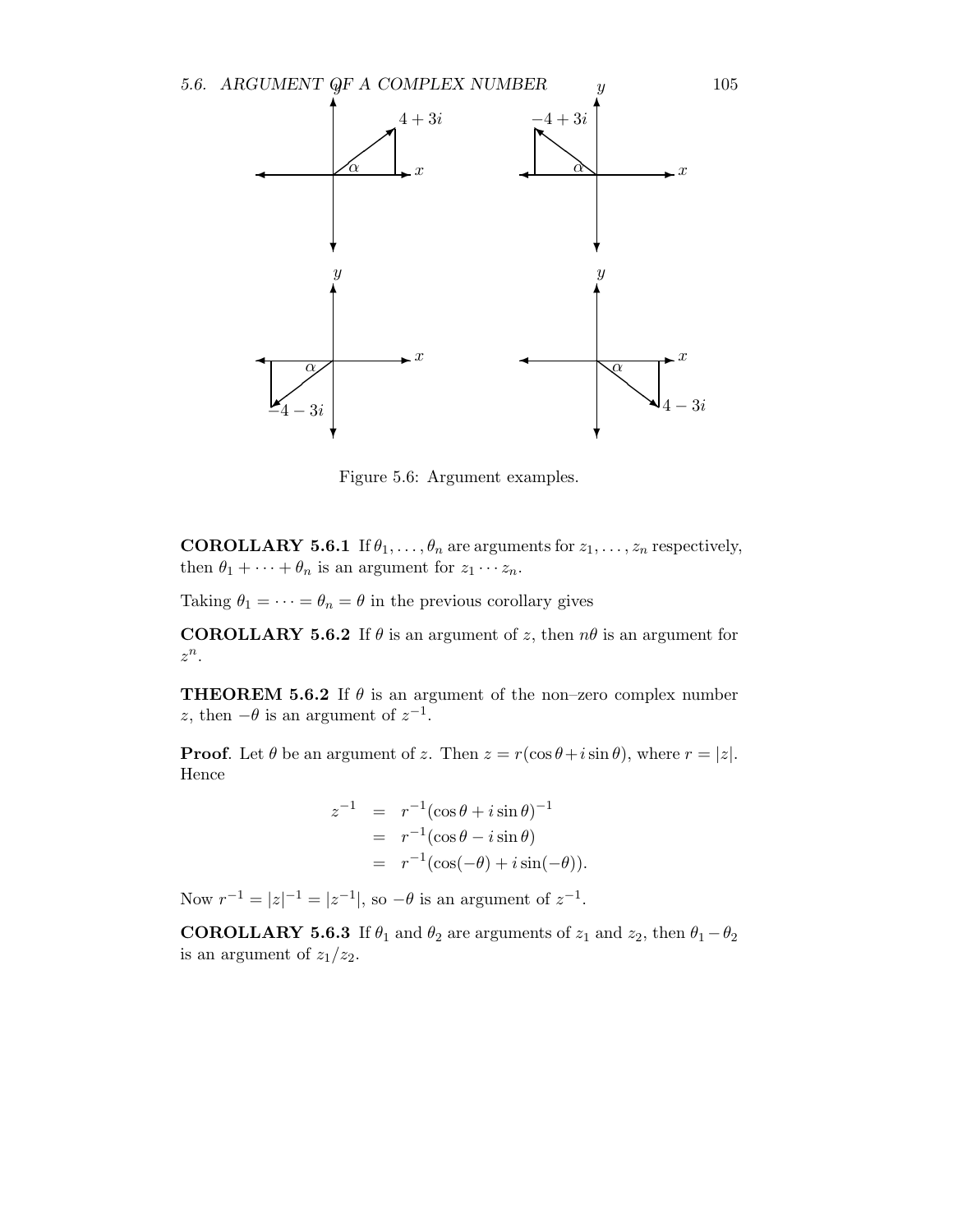Figure 5.6: Argument examples.

**COROLLARY 5.6.1** If $\theta_1, \ldots, \theta_n$ are arguments for $z_1, \ldots, z_n$ respectively, then $\theta_1 + \cdots + \theta_n$ is an argument for $z_1 \cdots z_n$.

Taking $\theta_1 = \cdots = \theta_n = \theta$ in the previous corollary gives

**COROLLARY 5.6.2** If $\theta$ is an argument of $z$, then $n\theta$ is an argument for $z^n$.

**THEOREM 5.6.2** If $\theta$ is an argument of the non–zero complex number $z$, then $-\theta$ is an argument of $z^{-1}$.

**Proof**. Let $\theta$ be an argument of $z$. Then $z = r(\cos\theta + i\sin\theta)$, where $r = |z|$. Hence

$$
\begin{aligned}
z^{-1} &= r^{-1}(\cos\theta + i\sin\theta)^{-1} \\
&= r^{-1}(\cos\theta - i\sin\theta) \\
&= r^{-1}(\cos(-\theta) + i\sin(-\theta)).
\end{aligned}
$$

Now $r^{-1} = |z|^{-1} = |z^{-1}|$, so $-\theta$ is an argument of $z^{-1}$.

**COROLLARY 5.6.3** If $\theta_1$ and $\theta_2$ are arguments of $z_1$ and $z_2$, then $\theta_1 - \theta_2$ is an argument of $z_1/z_2$.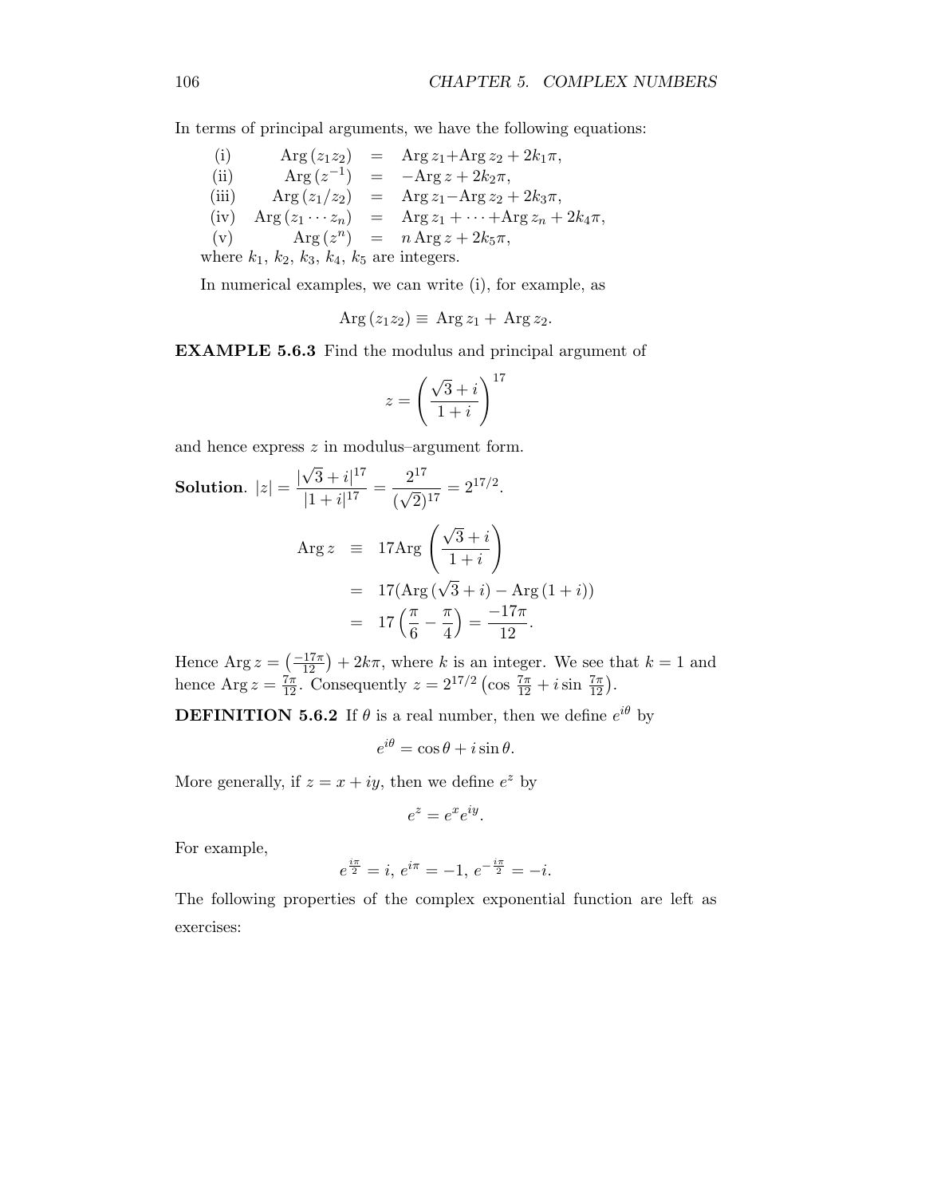In terms of principal arguments, we have the following equations:

$$
\begin{array}{lrcl}
\text{(i)} & \operatorname{Arg}(z_1 z_2) & = & \operatorname{Arg} z_1 + \operatorname{Arg} z_2 + 2k_1\pi, \\
\text{(ii)} & \operatorname{Arg}(z^{-1}) & = & -\operatorname{Arg} z + 2k_2\pi, \\
\text{(iii)} & \operatorname{Arg}(z_1/z_2) & = & \operatorname{Arg} z_1 - \operatorname{Arg} z_2 + 2k_3\pi, \\
\text{(iv)} & \operatorname{Arg}(z_1 \cdots z_n) & = & \operatorname{Arg} z_1 + \cdots + \operatorname{Arg} z_n + 2k_4\pi, \\
\text{(v)} & \operatorname{Arg}(z^n) & = & n \operatorname{Arg} z + 2k_5\pi,
\end{array}
$$

where $k_1$, $k_2$, $k_3$, $k_4$, $k_5$ are integers.

In numerical examples, we can write (i), for example, as

$$\operatorname{Arg}(z_1 z_2) \equiv \operatorname{Arg} z_1 + \operatorname{Arg} z_2.$$

**EXAMPLE 5.6.3** Find the modulus and principal argument of

$$z = \left( \frac{\sqrt{3} + i}{1 + i} \right)^{17}$$

and hence express $z$ in modulus–argument form.

**Solution**. $|z| = \dfrac{|\sqrt{3} + i|^{17}}{|1 + i|^{17}} = \dfrac{2^{17}}{(\sqrt{2})^{17}} = 2^{17/2}$.

$$
\begin{aligned}
\operatorname{Arg} z &\equiv 17 \operatorname{Arg} \left( \frac{\sqrt{3} + i}{1 + i} \right) \\
&= 17(\operatorname{Arg}(\sqrt{3} + i) - \operatorname{Arg}(1 + i)) \\
&= 17 \left( \frac{\pi}{6} - \frac{\pi}{4} \right) = \frac{-17\pi}{12}.
\end{aligned}
$$

Hence $\operatorname{Arg} z = \left( \frac{-17\pi}{12} \right) + 2k\pi$, where $k$ is an integer. We see that $k = 1$ and hence $\operatorname{Arg} z = \frac{7\pi}{12}$. Consequently $z = 2^{17/2} \left( \cos \frac{7\pi}{12} + i \sin \frac{7\pi}{12} \right)$.

**DEFINITION 5.6.2** If $\theta$ is a real number, then we define $e^{i\theta}$ by

$$e^{i\theta} = \cos\theta + i \sin\theta.$$

More generally, if $z = x + iy$, then we define $e^z$ by

$$e^z = e^x e^{iy}.$$

For example,

$$e^{\frac{i\pi}{2}} = i,\ e^{i\pi} = -1,\ e^{-\frac{i\pi}{2}} = -i.$$

The following properties of the complex exponential function are left as exercises: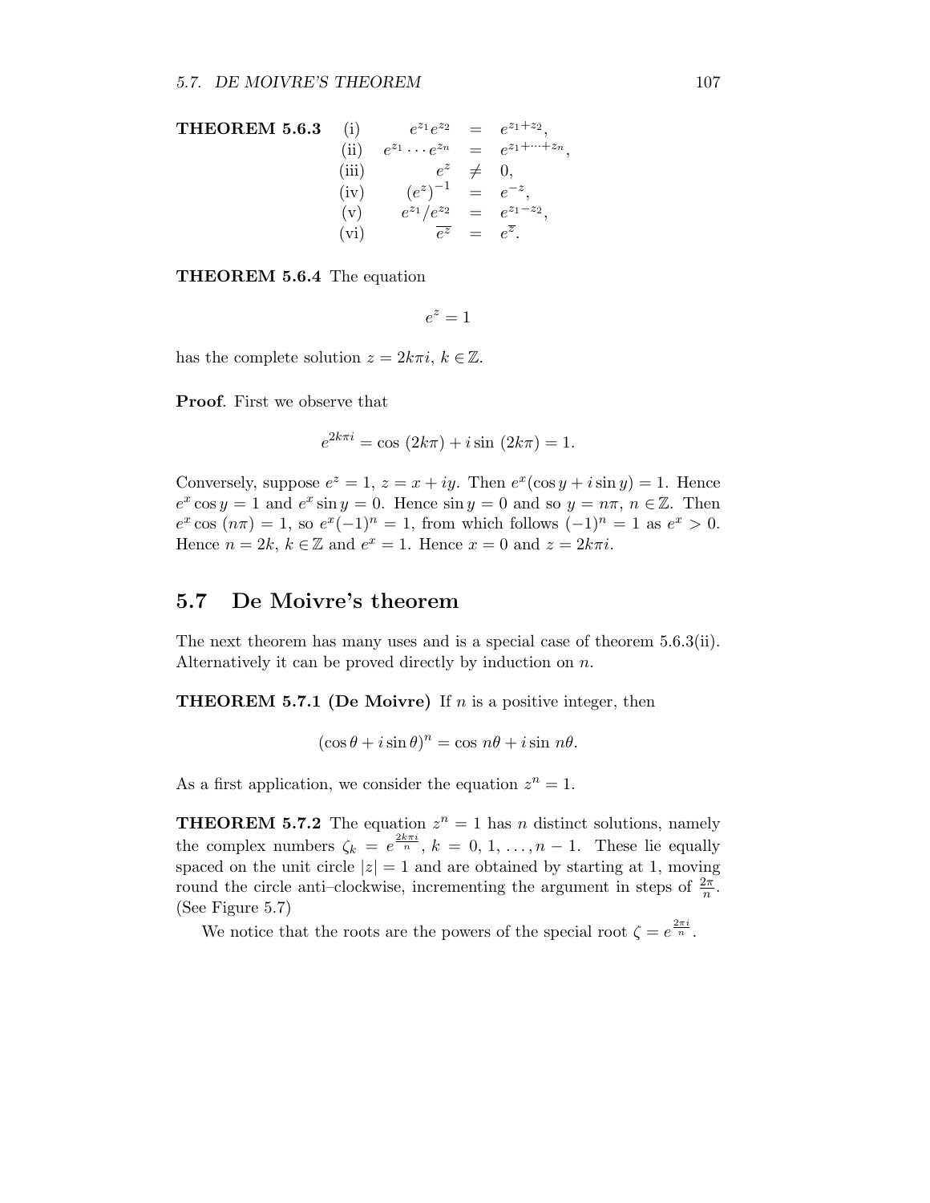**THEOREM 5.6.3** 

$$
\begin{array}{lrcl}
\text{(i)} & e^{z_1}e^{z_2} & = & e^{z_1+z_2}, \\
\text{(ii)} & e^{z_1}\cdots e^{z_n} & = & e^{z_1+\cdots+z_n}, \\
\text{(iii)} & e^{z} & \neq & 0, \\
\text{(iv)} & \left(e^{z}\right)^{-1} & = & e^{-z}, \\
\text{(v)} & e^{z_1}/e^{z_2} & = & e^{z_1-z_2}, \\
\text{(vi)} & \overline{e^{z}} & = & e^{\overline{z}}.
\end{array}
$$

**THEOREM 5.6.4** The equation

$$e^z = 1$$

has the complete solution $z = 2k\pi i$, $k \in \mathbb{Z}$.

**Proof**. First we observe that

$$e^{2k\pi i} = \cos\,(2k\pi) + i \sin\,(2k\pi) = 1.$$

Conversely, suppose $e^z = 1$, $z = x + iy$. Then $e^x(\cos y + i \sin y) = 1$. Hence $e^x \cos y = 1$ and $e^x \sin y = 0$. Hence $\sin y = 0$ and so $y = n\pi$, $n \in \mathbb{Z}$. Then $e^x \cos\,(n\pi) = 1$, so $e^x(-1)^n = 1$, from which follows $(-1)^n = 1$ as $e^x > 0$. Hence $n = 2k$, $k \in \mathbb{Z}$ and $e^x = 1$. Hence $x = 0$ and $z = 2k\pi i$.

## 5.7 De Moivre's theorem

The next theorem has many uses and is a special case of theorem 5.6.3(ii). Alternatively it can be proved directly by induction on $n$.

**THEOREM 5.7.1 (De Moivre)** If $n$ is a positive integer, then

$$(\cos\theta + i \sin\theta)^n = \cos\, n\theta + i \sin\, n\theta.$$

As a first application, we consider the equation $z^n = 1$.

**THEOREM 5.7.2** The equation $z^n = 1$ has $n$ distinct solutions, namely the complex numbers $\zeta_k = e^{\frac{2k\pi i}{n}}$, $k = 0, 1, \ldots, n-1$. These lie equally spaced on the unit circle $|z| = 1$ and are obtained by starting at 1, moving round the circle anti–clockwise, incrementing the argument in steps of $\frac{2\pi}{n}$. (See Figure 5.7)

We notice that the roots are the powers of the special root $\zeta = e^{\frac{2\pi i}{n}}$.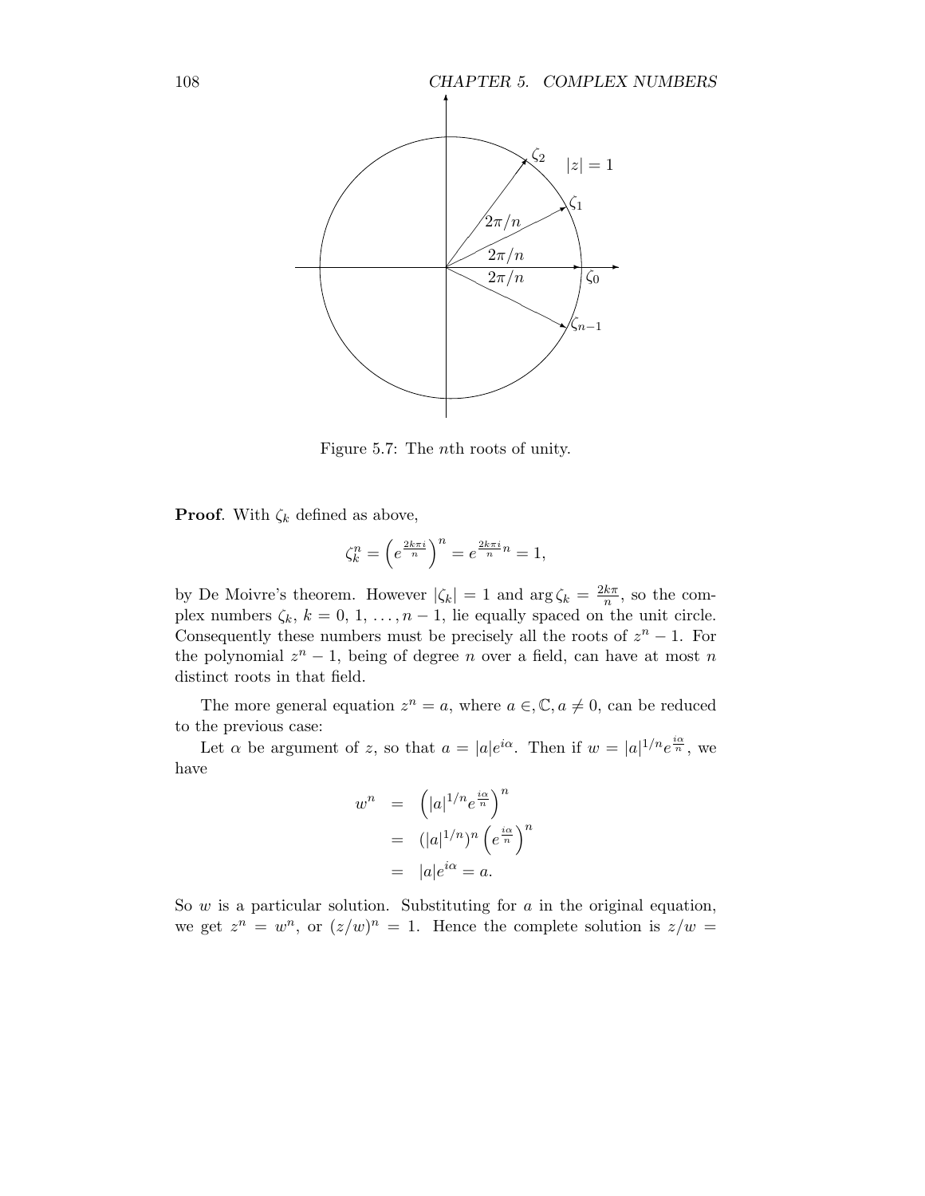Figure 5.7: The $n$th roots of unity.

**Proof**. With $\zeta_k$ defined as above,

$$\zeta_k^n = \left(e^{\frac{2k\pi i}{n}}\right)^n = e^{\frac{2k\pi i}{n}n} = 1,$$

by De Moivre's theorem. However $|\zeta_k| = 1$ and $\arg \zeta_k = \frac{2k\pi}{n}$, so the complex numbers $\zeta_k$, $k = 0, 1, \ldots, n-1$, lie equally spaced on the unit circle. Consequently these numbers must be precisely all the roots of $z^n - 1$. For the polynomial $z^n - 1$, being of degree $n$ over a field, can have at most $n$ distinct roots in that field.

The more general equation $z^n = a$, where $a \in, \mathbb{C}, a \neq 0$, can be reduced to the previous case:

Let $\alpha$ be argument of $z$, so that $a = |a|e^{i\alpha}$. Then if $w = |a|^{1/n}e^{\frac{i\alpha}{n}}$, we have

$$\begin{aligned}
w^n &= \left(|a|^{1/n}e^{\frac{i\alpha}{n}}\right)^n \\
&= (|a|^{1/n})^n \left(e^{\frac{i\alpha}{n}}\right)^n \\
&= |a|e^{i\alpha} = a.
\end{aligned}$$

So $w$ is a particular solution. Substituting for $a$ in the original equation, we get $z^n = w^n$, or $(z/w)^n = 1$. Hence the complete solution is $z/w =$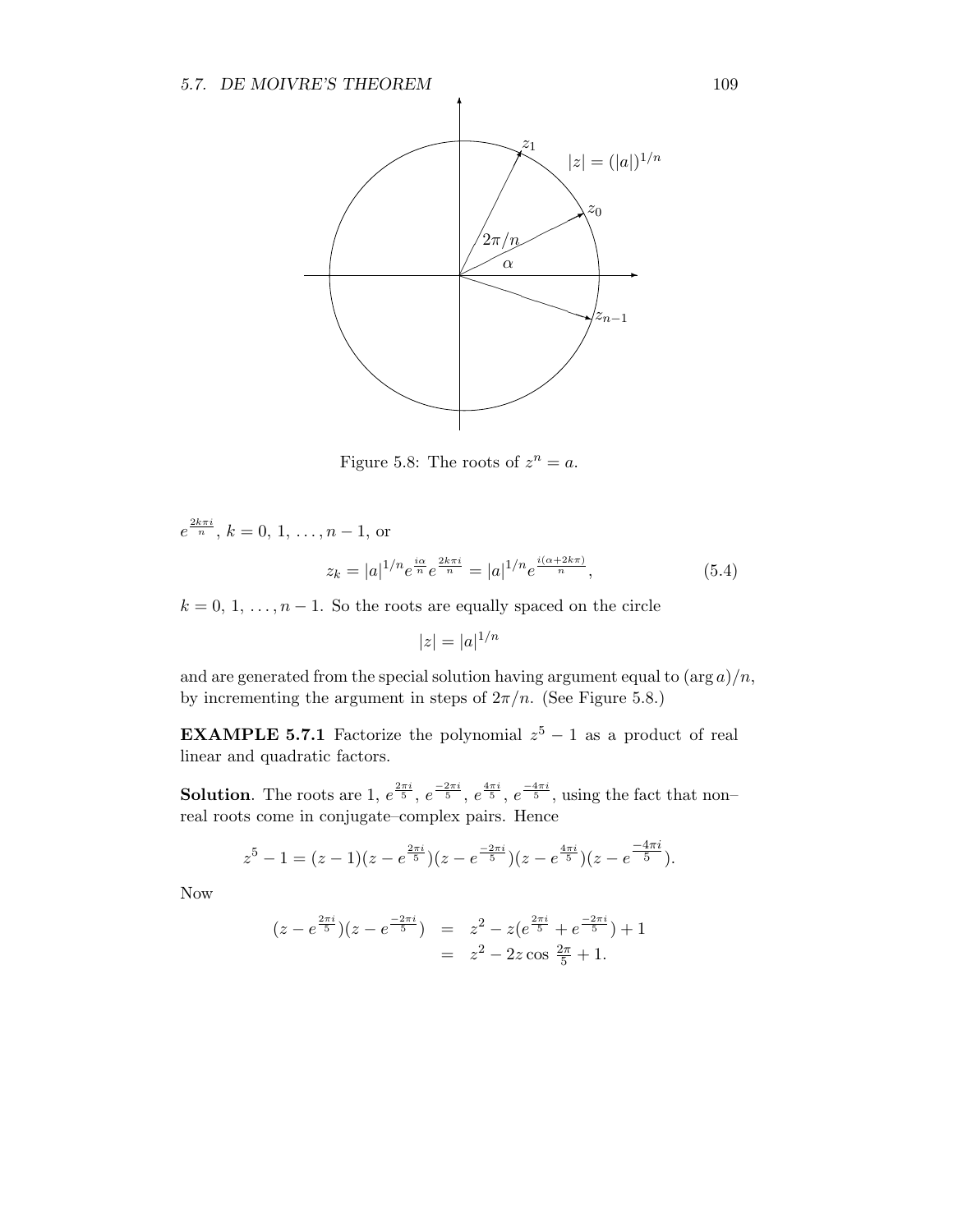Figure 5.8: The roots of $z^n = a$.

$e^{\frac{2k\pi i}{n}}$, $k = 0, 1, \ldots, n-1$, or

$$z_k = |a|^{1/n} e^{\frac{i\alpha}{n}} e^{\frac{2k\pi i}{n}} = |a|^{1/n} e^{\frac{i(\alpha + 2k\pi)}{n}}, \tag{5.4}$$

$k = 0, 1, \ldots, n-1$. So the roots are equally spaced on the circle

$$|z| = |a|^{1/n}$$

and are generated from the special solution having argument equal to $(\arg a)/n$, by incrementing the argument in steps of $2\pi/n$. (See Figure 5.8.)

**EXAMPLE 5.7.1** Factorize the polynomial $z^5 - 1$ as a product of real linear and quadratic factors.

**Solution**. The roots are $1$, $e^{\frac{2\pi i}{5}}$, $e^{\frac{-2\pi i}{5}}$, $e^{\frac{4\pi i}{5}}$, $e^{\frac{-4\pi i}{5}}$, using the fact that non–real roots come in conjugate–complex pairs. Hence

$$z^5 - 1 = (z-1)(z - e^{\frac{2\pi i}{5}})(z - e^{\frac{-2\pi i}{5}})(z - e^{\frac{4\pi i}{5}})(z - e^{\frac{-4\pi i}{5}}).$$

Now

$$\begin{aligned}
(z - e^{\frac{2\pi i}{5}})(z - e^{\frac{-2\pi i}{5}}) &= z^2 - z(e^{\frac{2\pi i}{5}} + e^{\frac{-2\pi i}{5}}) + 1 \\
&= z^2 - 2z\cos\tfrac{2\pi}{5} + 1.
\end{aligned}$$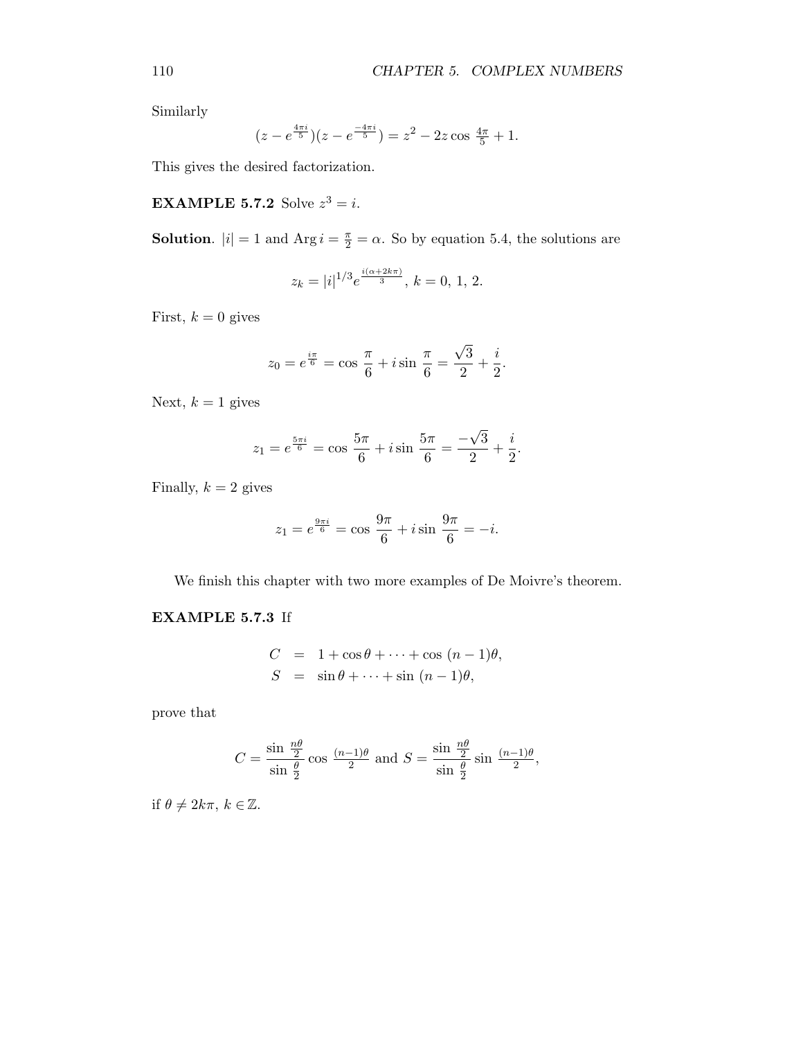Similarly

$$(z - e^{\frac{4\pi i}{5}})(z - e^{\frac{-4\pi i}{5}}) = z^2 - 2z \cos \tfrac{4\pi}{5} + 1.$$

This gives the desired factorization.

**EXAMPLE 5.7.2** Solve $z^3 = i$.

**Solution**. $|i| = 1$ and $\operatorname{Arg} i = \frac{\pi}{2} = \alpha$. So by equation 5.4, the solutions are

$$z_k = |i|^{1/3} e^{\frac{i(\alpha + 2k\pi)}{3}},\ k = 0,\ 1,\ 2.$$

First, $k = 0$ gives

$$z_0 = e^{\frac{i\pi}{6}} = \cos\ \frac{\pi}{6} + i \sin\ \frac{\pi}{6} = \frac{\sqrt{3}}{2} + \frac{i}{2}.$$

Next, $k = 1$ gives

$$z_1 = e^{\frac{5\pi i}{6}} = \cos\ \frac{5\pi}{6} + i \sin\ \frac{5\pi}{6} = \frac{-\sqrt{3}}{2} + \frac{i}{2}.$$

Finally, $k = 2$ gives

$$z_1 = e^{\frac{9\pi i}{6}} = \cos\ \frac{9\pi}{6} + i \sin\ \frac{9\pi}{6} = -i.$$

We finish this chapter with two more examples of De Moivre's theorem.

**EXAMPLE 5.7.3** If

$$\begin{aligned} C &= 1 + \cos\theta + \cdots + \cos\ (n-1)\theta, \\ S &= \sin\theta + \cdots + \sin\ (n-1)\theta, \end{aligned}$$

prove that

$$C = \frac{\sin\ \frac{n\theta}{2}}{\sin\ \frac{\theta}{2}} \cos\ \tfrac{(n-1)\theta}{2} \text{ and } S = \frac{\sin\ \frac{n\theta}{2}}{\sin\ \frac{\theta}{2}} \sin\ \tfrac{(n-1)\theta}{2},$$

if $\theta \neq 2k\pi,\ k \in \mathbb{Z}$.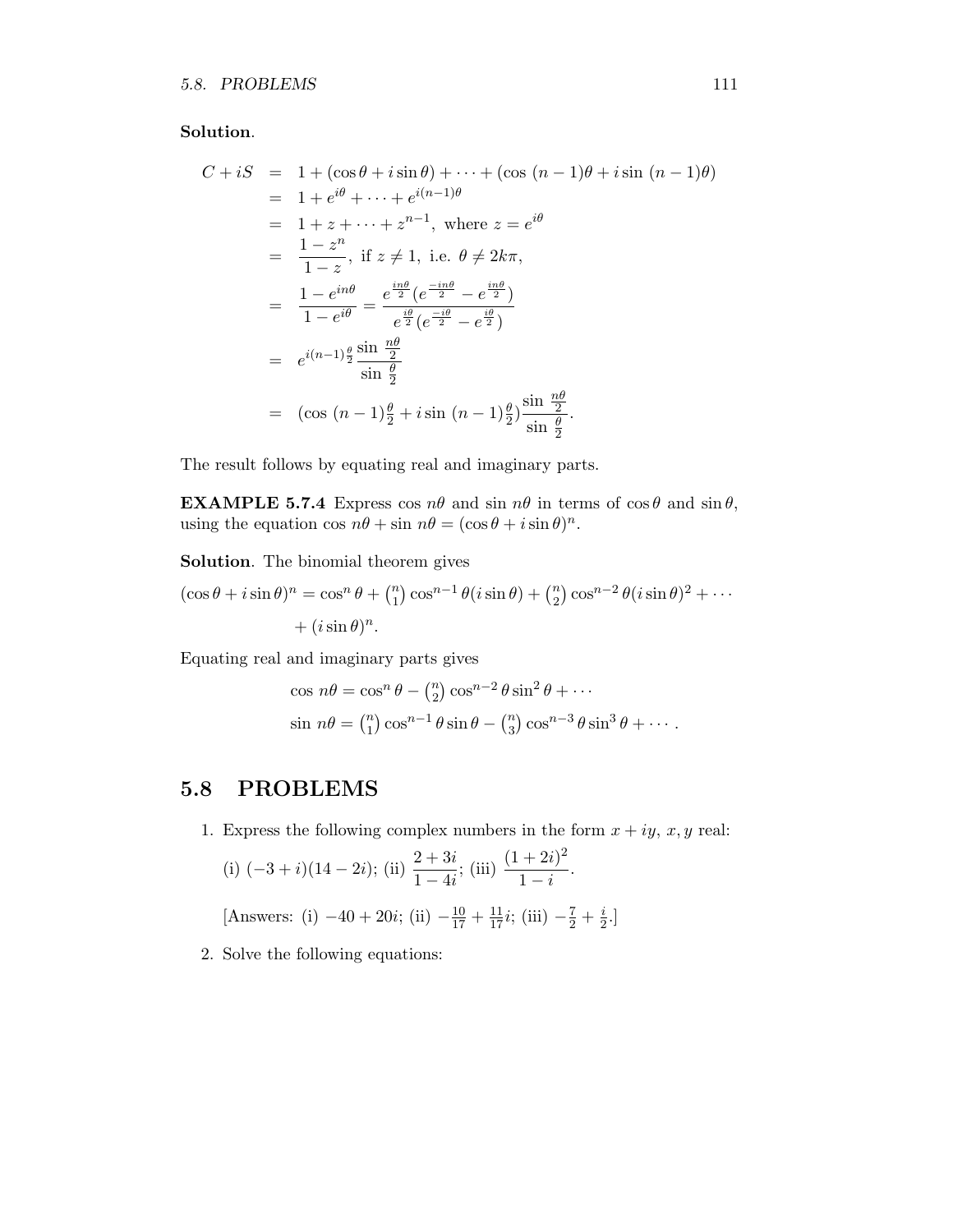**Solution**.

$$
\begin{aligned}
C + iS &= 1 + (\cos\theta + i\sin\theta) + \cdots + (\cos\,(n-1)\theta + i\sin\,(n-1)\theta) \\
&= 1 + e^{i\theta} + \cdots + e^{i(n-1)\theta} \\
&= 1 + z + \cdots + z^{n-1}, \text{ where } z = e^{i\theta} \\
&= \frac{1 - z^n}{1 - z}, \text{ if } z \neq 1, \text{ i.e. } \theta \neq 2k\pi, \\
&= \frac{1 - e^{in\theta}}{1 - e^{i\theta}} = \frac{e^{\frac{in\theta}{2}}(e^{\frac{-in\theta}{2}} - e^{\frac{in\theta}{2}})}{e^{\frac{i\theta}{2}}(e^{\frac{-i\theta}{2}} - e^{\frac{i\theta}{2}})} \\
&= e^{i(n-1)\frac{\theta}{2}} \frac{\sin\,\frac{n\theta}{2}}{\sin\,\frac{\theta}{2}} \\
&= (\cos\,(n-1)\tfrac{\theta}{2} + i\sin\,(n-1)\tfrac{\theta}{2}) \frac{\sin\,\frac{n\theta}{2}}{\sin\,\frac{\theta}{2}}.
\end{aligned}
$$

The result follows by equating real and imaginary parts.

**EXAMPLE 5.7.4** Express $\cos\,n\theta$ and $\sin\,n\theta$ in terms of $\cos\theta$ and $\sin\theta$, using the equation $\cos\,n\theta + \sin\,n\theta = (\cos\theta + i\sin\theta)^n$.

**Solution**. The binomial theorem gives

$$
(\cos\theta + i\sin\theta)^n = \cos^n\theta + \tbinom{n}{1}\cos^{n-1}\theta(i\sin\theta) + \tbinom{n}{2}\cos^{n-2}\theta(i\sin\theta)^2 + \cdots + (i\sin\theta)^n.
$$

Equating real and imaginary parts gives

$$
\begin{aligned}
\cos\,n\theta &= \cos^n\theta - \tbinom{n}{2}\cos^{n-2}\theta\sin^2\theta + \cdots \\
\sin\,n\theta &= \tbinom{n}{1}\cos^{n-1}\theta\sin\theta - \tbinom{n}{3}\cos^{n-3}\theta\sin^3\theta + \cdots.
\end{aligned}
$$

## 5.8 PROBLEMS

1. Express the following complex numbers in the form $x + iy$, $x, y$ real:

   (i) $(-3 + i)(14 - 2i)$; (ii) $\dfrac{2 + 3i}{1 - 4i}$; (iii) $\dfrac{(1 + 2i)^2}{1 - i}$.

   [Answers: (i) $-40 + 20i$; (ii) $-\frac{10}{17} + \frac{11}{17}i$; (iii) $-\frac{7}{2} + \frac{i}{2}$.]

2. Solve the following equations: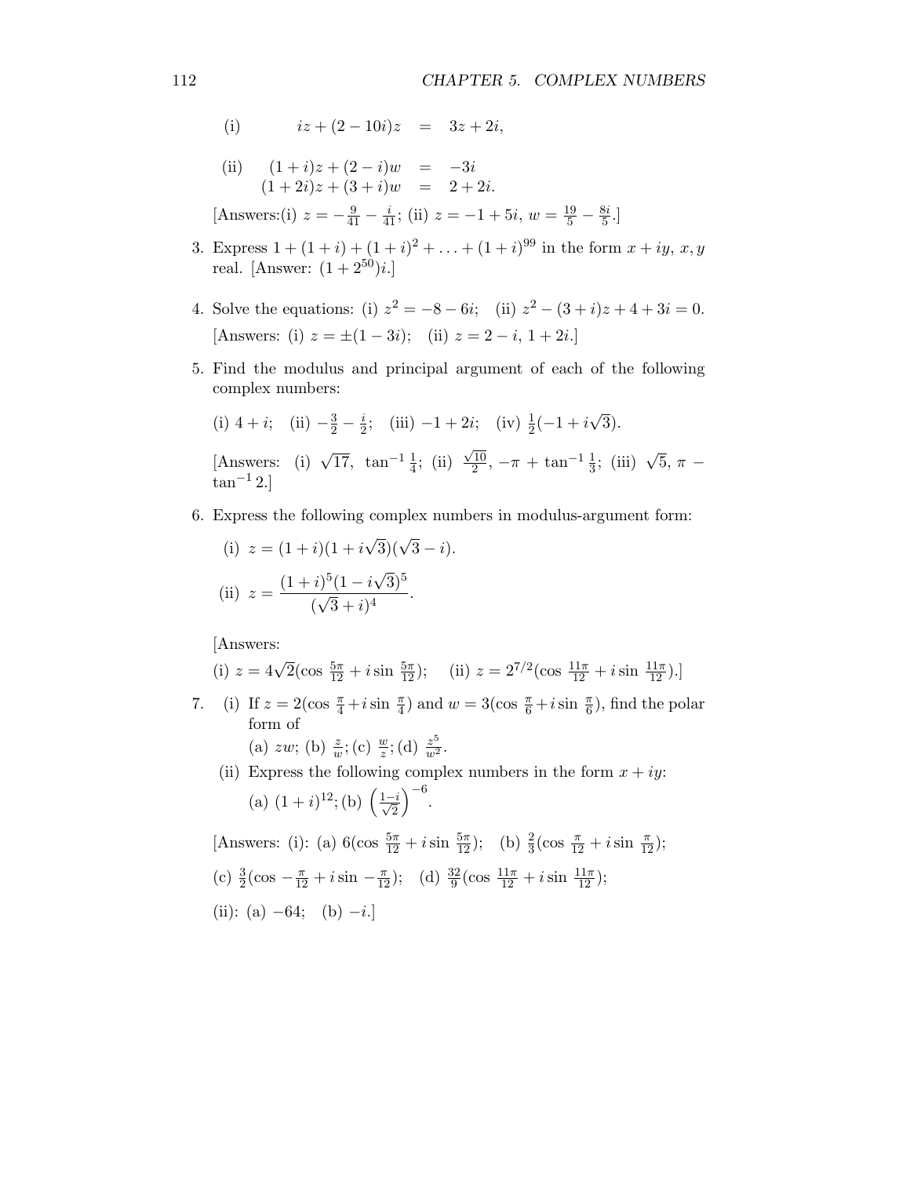(i) $$iz + (2 - 10i)z = 3z + 2i,$$

(ii) $$\begin{aligned} (1+i)z + (2-i)w &= -3i \\ (1+2i)z + (3+i)w &= 2+2i. \end{aligned}$$

[Answers:(i) $z = -\frac{9}{41} - \frac{i}{41}$; (ii) $z = -1 + 5i$, $w = \frac{19}{5} - \frac{8i}{5}$.]

3. Express $1 + (1+i) + (1+i)^2 + \ldots + (1+i)^{99}$ in the form $x + iy$, $x, y$ real. [Answer: $(1 + 2^{50})i$.]

4. Solve the equations: (i) $z^2 = -8 - 6i$; (ii) $z^2 - (3+i)z + 4 + 3i = 0$.

   [Answers: (i) $z = \pm(1 - 3i)$; (ii) $z = 2 - i$, $1 + 2i$.]

5. Find the modulus and principal argument of each of the following complex numbers:

   (i) $4 + i$; (ii) $-\frac{3}{2} - \frac{i}{2}$; (iii) $-1 + 2i$; (iv) $\frac{1}{2}(-1 + i\sqrt{3})$.

   [Answers: (i) $\sqrt{17}$, $\tan^{-1}\frac{1}{4}$; (ii) $\frac{\sqrt{10}}{2}$, $-\pi + \tan^{-1}\frac{1}{3}$; (iii) $\sqrt{5}$, $\pi - \tan^{-1} 2$.]

6. Express the following complex numbers in modulus-argument form:

   (i) $z = (1+i)(1+i\sqrt{3})(\sqrt{3} - i)$.

   (ii) $z = \dfrac{(1+i)^5(1-i\sqrt{3})^5}{(\sqrt{3}+i)^4}$.

   [Answers:
   (i) $z = 4\sqrt{2}(\cos\frac{5\pi}{12} + i\sin\frac{5\pi}{12})$; (ii) $z = 2^{7/2}(\cos\frac{11\pi}{12} + i\sin\frac{11\pi}{12})$.]

7. (i) If $z = 2(\cos\frac{\pi}{4} + i\sin\frac{\pi}{4})$ and $w = 3(\cos\frac{\pi}{6} + i\sin\frac{\pi}{6})$, find the polar form of

   (a) $zw$; (b) $\frac{z}{w}$; (c) $\frac{w}{z}$; (d) $\frac{z^5}{w^2}$.

   (ii) Express the following complex numbers in the form $x + iy$:

   (a) $(1+i)^{12}$; (b) $\left(\frac{1-i}{\sqrt{2}}\right)^{-6}$.

   [Answers: (i): (a) $6(\cos\frac{5\pi}{12} + i\sin\frac{5\pi}{12})$; (b) $\frac{2}{3}(\cos\frac{\pi}{12} + i\sin\frac{\pi}{12})$;

   (c) $\frac{3}{2}(\cos -\frac{\pi}{12} + i\sin -\frac{\pi}{12})$; (d) $\frac{32}{9}(\cos\frac{11\pi}{12} + i\sin\frac{11\pi}{12})$;

   (ii): (a) $-64$; (b) $-i$.]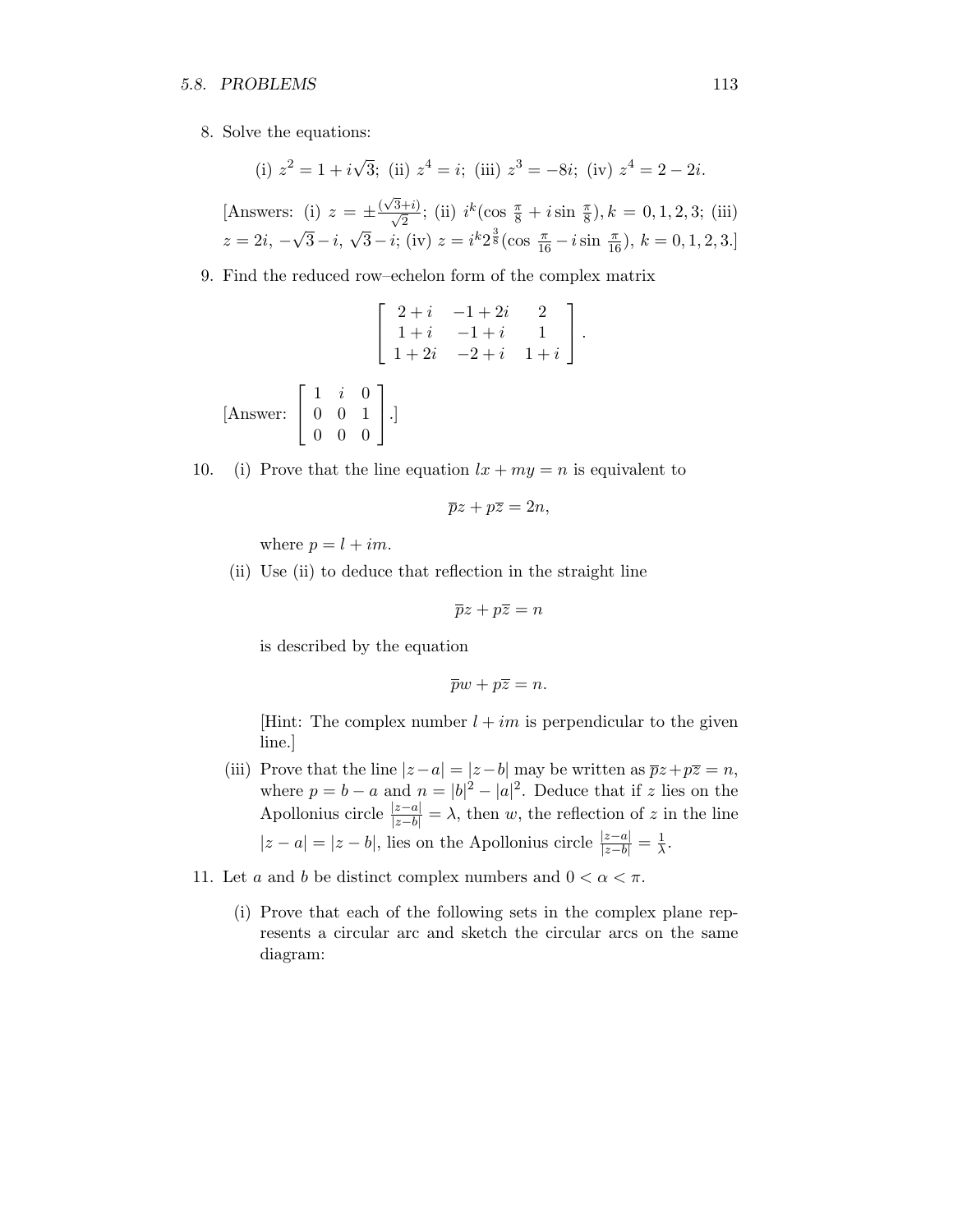8. Solve the equations:

$$\text{(i) } z^2 = 1 + i\sqrt{3};\ \text{(ii) } z^4 = i;\ \text{(iii) } z^3 = -8i;\ \text{(iv) } z^4 = 2 - 2i.$$

[Answers: (i) $z = \pm\frac{(\sqrt{3}+i)}{\sqrt{2}}$; (ii) $i^k(\cos\frac{\pi}{8} + i\sin\frac{\pi}{8}), k = 0, 1, 2, 3$; (iii) $z = 2i, -\sqrt{3} - i, \sqrt{3} - i$; (iv) $z = i^k 2^{\frac{3}{8}}(\cos\frac{\pi}{16} - i\sin\frac{\pi}{16})$, $k = 0, 1, 2, 3$.]

9. Find the reduced row–echelon form of the complex matrix

$$\begin{bmatrix} 2+i & -1+2i & 2 \\ 1+i & -1+i & 1 \\ 1+2i & -2+i & 1+i \end{bmatrix}.$$

[Answer: $\begin{bmatrix} 1 & i & 0 \\ 0 & 0 & 1 \\ 0 & 0 & 0 \end{bmatrix}$.]

10. (i) Prove that the line equation $lx + my = n$ is equivalent to

$$\overline{p}z + p\overline{z} = 2n,$$

where $p = l + im$.

(ii) Use (ii) to deduce that reflection in the straight line

$$\overline{p}z + p\overline{z} = n$$

is described by the equation

$$\overline{p}w + p\overline{z} = n.$$

[Hint: The complex number $l + im$ is perpendicular to the given line.]

(iii) Prove that the line $|z-a| = |z-b|$ may be written as $\overline{p}z + p\overline{z} = n$, where $p = b - a$ and $n = |b|^2 - |a|^2$. Deduce that if $z$ lies on the Apollonius circle $\frac{|z-a|}{|z-b|} = \lambda$, then $w$, the reflection of $z$ in the line $|z - a| = |z - b|$, lies on the Apollonius circle $\frac{|z-a|}{|z-b|} = \frac{1}{\lambda}$.

11. Let $a$ and $b$ be distinct complex numbers and $0 < \alpha < \pi$.

(i) Prove that each of the following sets in the complex plane represents a circular arc and sketch the circular arcs on the same diagram: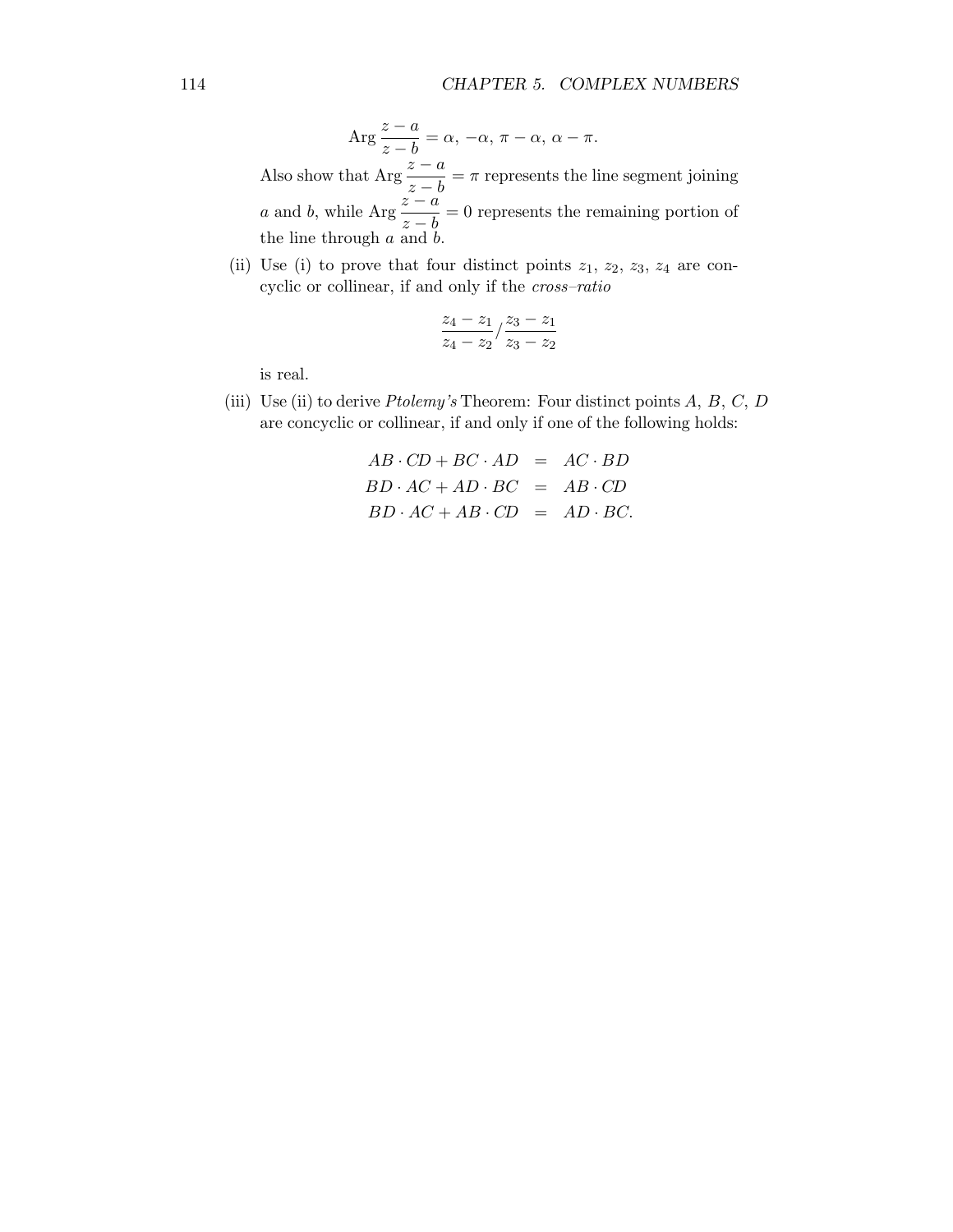$$\operatorname{Arg} \frac{z-a}{z-b} = \alpha,\ -\alpha,\ \pi-\alpha,\ \alpha-\pi.$$

Also show that $\operatorname{Arg} \dfrac{z-a}{z-b} = \pi$ represents the line segment joining $a$ and $b$, while $\operatorname{Arg} \dfrac{z-a}{z-b} = 0$ represents the remaining portion of the line through $a$ and $b$.

(ii) Use (i) to prove that four distinct points $z_1$, $z_2$, $z_3$, $z_4$ are concyclic or collinear, if and only if the *cross–ratio*

$$\frac{z_4 - z_1}{z_4 - z_2} \Big/ \frac{z_3 - z_1}{z_3 - z_2}$$

is real.

(iii) Use (ii) to derive *Ptolemy's* Theorem: Four distinct points $A$, $B$, $C$, $D$ are concyclic or collinear, if and only if one of the following holds:

$$\begin{aligned}
AB \cdot CD + BC \cdot AD &= AC \cdot BD \\
BD \cdot AC + AD \cdot BC &= AB \cdot CD \\
BD \cdot AC + AB \cdot CD &= AD \cdot BC.
\end{aligned}$$